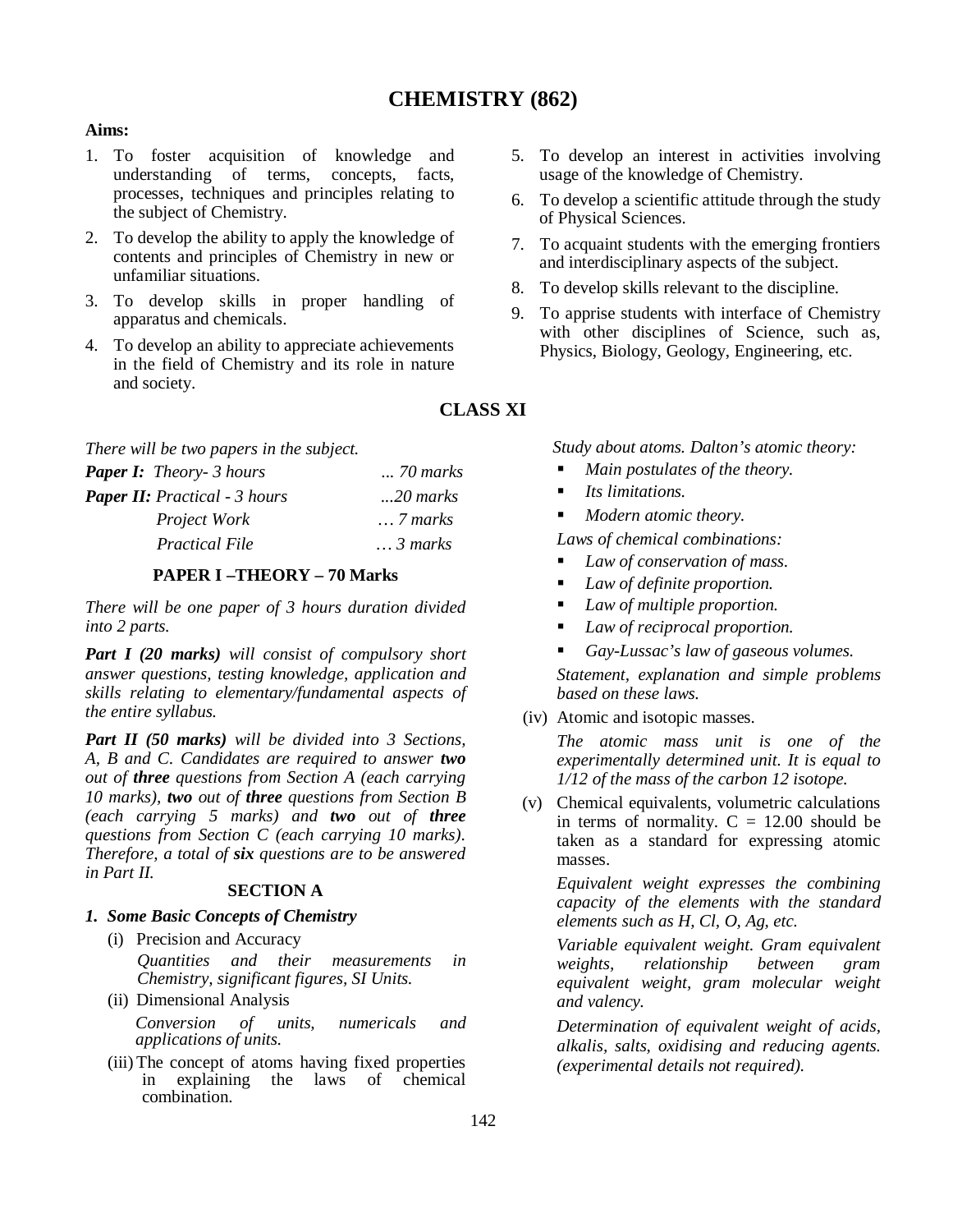# CHEMISTRY (862)

**Aims:**

1. To foster acquisition of knowledge and understanding of terms, concepts, facts, processes, techniques and principles relating to the subject of Chemistry.
2. To develop the ability to apply the knowledge of contents and principles of Chemistry in new or unfamiliar situations.
3. To develop skills in proper handling of apparatus and chemicals.
4. To develop an ability to appreciate achievements in the field of Chemistry and its role in nature and society.
5. To develop an interest in activities involving usage of the knowledge of Chemistry.
6. To develop a scientific attitude through the study of Physical Sciences.
7. To acquaint students with the emerging frontiers and interdisciplinary aspects of the subject.
8. To develop skills relevant to the discipline.
9. To apprise students with interface of Chemistry with other disciplines of Science, such as, Physics, Biology, Geology, Engineering, etc.

## CLASS XI

*There will be two papers in the subject.*

| | |
|---|---|
| ***Paper I:*** *Theory- 3 hours* | *... 70 marks* |
| ***Paper II:*** *Practical - 3 hours* | *...20 marks* |
| *Project Work* | *… 7 marks* |
| *Practical File* | *… 3 marks* |

### PAPER I –THEORY – 70 Marks

*There will be one paper of 3 hours duration divided into 2 parts.*

***Part I (20 marks)*** *will consist of compulsory short answer questions, testing knowledge, application and skills relating to elementary/fundamental aspects of the entire syllabus.*

***Part II (50 marks)*** *will be divided into 3 Sections, A, B and C. Candidates are required to answer* ***two*** *out of* ***three*** *questions from Section A (each carrying 10 marks),* ***two*** *out of* ***three*** *questions from Section B (each carrying 5 marks) and* ***two*** *out of* ***three*** *questions from Section C (each carrying 10 marks). Therefore, a total of* ***six*** *questions are to be answered in Part II.*

### SECTION A

***1. Some Basic Concepts of Chemistry***

(i) Precision and Accuracy

*Quantities and their measurements in Chemistry, significant figures, SI Units.*

(ii) Dimensional Analysis

*Conversion of units, numericals and applications of units.*

(iii) The concept of atoms having fixed properties in explaining the laws of chemical combination.

*Study about atoms. Dalton's atomic theory:*

- *Main postulates of the theory.*
- *Its limitations.*
- *Modern atomic theory.*

*Laws of chemical combinations:*

- *Law of conservation of mass.*
- *Law of definite proportion.*
- *Law of multiple proportion.*
- *Law of reciprocal proportion.*
- *Gay-Lussac's law of gaseous volumes.*

*Statement, explanation and simple problems based on these laws.*

(iv) Atomic and isotopic masses.

*The atomic mass unit is one of the experimentally determined unit. It is equal to 1/12 of the mass of the carbon 12 isotope.*

(v) Chemical equivalents, volumetric calculations in terms of normality. C = 12.00 should be taken as a standard for expressing atomic masses.

*Equivalent weight expresses the combining capacity of the elements with the standard elements such as H, Cl, O, Ag, etc.*

*Variable equivalent weight. Gram equivalent weights, relationship between gram equivalent weight, gram molecular weight and valency.*

*Determination of equivalent weight of acids, alkalis, salts, oxidising and reducing agents. (experimental details not required).*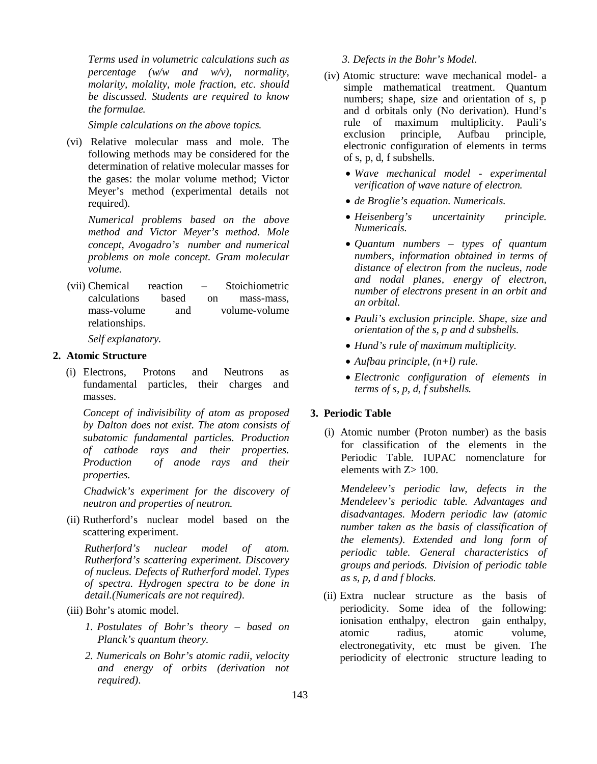*Terms used in volumetric calculations such as percentage (w/w and w/v), normality, molarity, molality, mole fraction, etc. should be discussed. Students are required to know the formulae.*

*Simple calculations on the above topics.*

(vi) Relative molecular mass and mole. The following methods may be considered for the determination of relative molecular masses for the gases: the molar volume method; Victor Meyer's method (experimental details not required).

*Numerical problems based on the above method and Victor Meyer's method. Mole concept, Avogadro's number and numerical problems on mole concept. Gram molecular volume.*

(vii) Chemical reaction – Stoichiometric calculations based on mass-mass, mass-volume and volume-volume relationships.

*Self explanatory.*

**2. Atomic Structure**

(i) Electrons, Protons and Neutrons as fundamental particles, their charges and masses.

*Concept of indivisibility of atom as proposed by Dalton does not exist. The atom consists of subatomic fundamental particles. Production of cathode rays and their properties. Production of anode rays and their properties.*

*Chadwick's experiment for the discovery of neutron and properties of neutron.*

(ii) Rutherford's nuclear model based on the scattering experiment.

*Rutherford's nuclear model of atom. Rutherford's scattering experiment. Discovery of nucleus. Defects of Rutherford model. Types of spectra. Hydrogen spectra to be done in detail.(Numericals are not required).*

(iii) Bohr's atomic model.

1. *Postulates of Bohr's theory – based on Planck's quantum theory.*
2. *Numericals on Bohr's atomic radii, velocity and energy of orbits (derivation not required).*
3. *Defects in the Bohr's Model.*

(iv) Atomic structure: wave mechanical model- a simple mathematical treatment. Quantum numbers; shape, size and orientation of s, p and d orbitals only (No derivation). Hund's rule of maximum multiplicity. Pauli's exclusion principle, Aufbau principle, electronic configuration of elements in terms of s, p, d, f subshells.

- *Wave mechanical model - experimental verification of wave nature of electron.*
- *de Broglie's equation. Numericals.*
- *Heisenberg's uncertainity principle. Numericals.*
- *Quantum numbers – types of quantum numbers, information obtained in terms of distance of electron from the nucleus, node and nodal planes, energy of electron, number of electrons present in an orbit and an orbital.*
- *Pauli's exclusion principle. Shape, size and orientation of the s, p and d subshells.*
- *Hund's rule of maximum multiplicity.*
- *Aufbau principle, (n+l) rule.*
- *Electronic configuration of elements in terms of s, p, d, f subshells.*

**3. Periodic Table**

(i) Atomic number (Proton number) as the basis for classification of the elements in the Periodic Table. IUPAC nomenclature for elements with Z> 100.

*Mendeleev's periodic law, defects in the Mendeleev's periodic table. Advantages and disadvantages. Modern periodic law (atomic number taken as the basis of classification of the elements). Extended and long form of periodic table. General characteristics of groups and periods. Division of periodic table as s, p, d and f blocks.*

(ii) Extra nuclear structure as the basis of periodicity. Some idea of the following: ionisation enthalpy, electron gain enthalpy, atomic radius, atomic volume, electronegativity, etc must be given. The periodicity of electronic structure leading to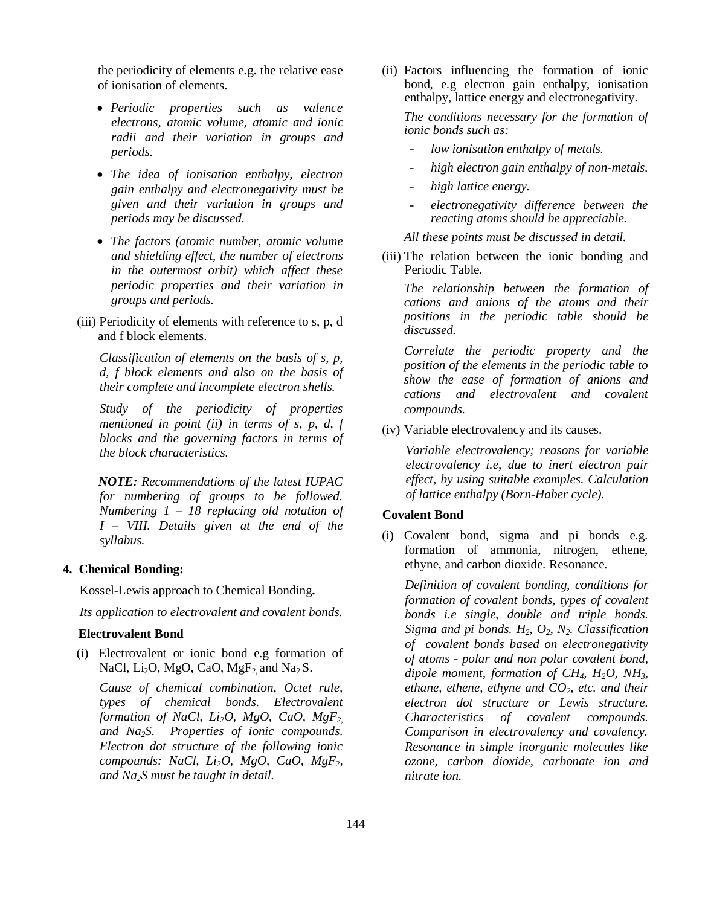the periodicity of elements e.g. the relative ease of ionisation of elements.

- *Periodic properties such as valence electrons, atomic volume, atomic and ionic radii and their variation in groups and periods.*
- *The idea of ionisation enthalpy, electron gain enthalpy and electronegativity must be given and their variation in groups and periods may be discussed.*
- *The factors (atomic number, atomic volume and shielding effect, the number of electrons in the outermost orbit) which affect these periodic properties and their variation in groups and periods.*

(iii) Periodicity of elements with reference to s, p, d and f block elements.

*Classification of elements on the basis of s, p, d, f block elements and also on the basis of their complete and incomplete electron shells.*

*Study of the periodicity of properties mentioned in point (ii) in terms of s, p, d, f blocks and the governing factors in terms of the block characteristics.*

***NOTE:** Recommendations of the latest IUPAC for numbering of groups to be followed. Numbering 1 – 18 replacing old notation of I – VIII. Details given at the end of the syllabus.*

## 4. Chemical Bonding:

Kossel-Lewis approach to Chemical Bonding**.**

*Its application to electrovalent and covalent bonds.*

### Electrovalent Bond

(i) Electrovalent or ionic bond e.g formation of NaCl, $Li_2O$, MgO, CaO, $MgF_2$ and $Na_2S$.

*Cause of chemical combination, Octet rule, types of chemical bonds. Electrovalent formation of NaCl, $Li_2O$, MgO, CaO, $MgF_2$ and $Na_2S$. Properties of ionic compounds. Electron dot structure of the following ionic compounds: NaCl, $Li_2O$, MgO, CaO, $MgF_2$, and $Na_2S$ must be taught in detail.*

(ii) Factors influencing the formation of ionic bond, e.g electron gain enthalpy, ionisation enthalpy, lattice energy and electronegativity.

*The conditions necessary for the formation of ionic bonds such as:*

- *low ionisation enthalpy of metals.*
- *high electron gain enthalpy of non-metals.*
- *high lattice energy.*
- *electronegativity difference between the reacting atoms should be appreciable.*

*All these points must be discussed in detail.*

(iii) The relation between the ionic bonding and Periodic Table.

*The relationship between the formation of cations and anions of the atoms and their positions in the periodic table should be discussed.*

*Correlate the periodic property and the position of the elements in the periodic table to show the ease of formation of anions and cations and electrovalent and covalent compounds.*

(iv) Variable electrovalency and its causes.

*Variable electrovalency; reasons for variable electrovalency i.e, due to inert electron pair effect, by using suitable examples. Calculation of lattice enthalpy (Born-Haber cycle).*

### Covalent Bond

(i) Covalent bond, sigma and pi bonds e.g. formation of ammonia, nitrogen, ethene, ethyne, and carbon dioxide. Resonance.

*Definition of covalent bonding, conditions for formation of covalent bonds, types of covalent bonds i.e single, double and triple bonds. Sigma and pi bonds. $H_2$, $O_2$, $N_2$. Classification of covalent bonds based on electronegativity of atoms - polar and non polar covalent bond, dipole moment, formation of $CH_4$, $H_2O$, $NH_3$, ethane, ethene, ethyne and $CO_2$, etc. and their electron dot structure or Lewis structure. Characteristics of covalent compounds. Comparison in electrovalency and covalency. Resonance in simple inorganic molecules like ozone, carbon dioxide, carbonate ion and nitrate ion.*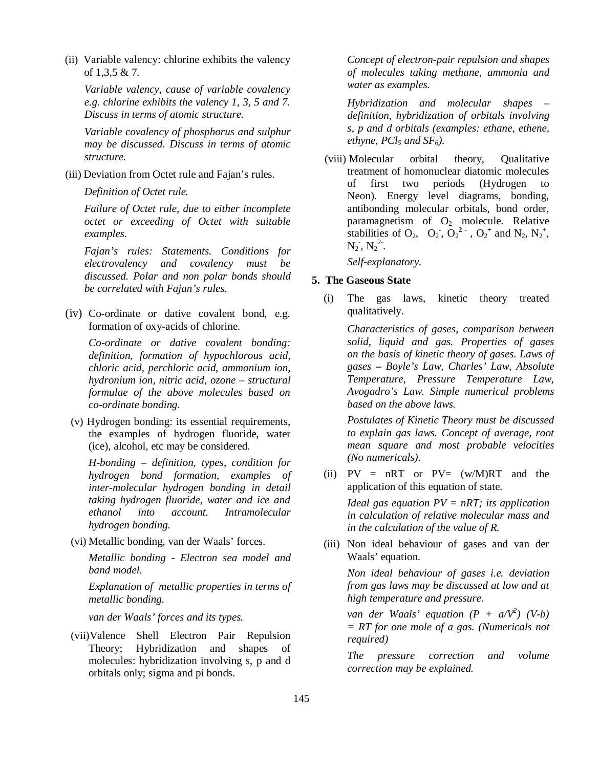(ii) Variable valency: chlorine exhibits the valency of 1,3,5 & 7.

*Variable valency, cause of variable covalency e.g. chlorine exhibits the valency 1, 3, 5 and 7. Discuss in terms of atomic structure.*

*Variable covalency of phosphorus and sulphur may be discussed. Discuss in terms of atomic structure.*

(iii) Deviation from Octet rule and Fajan's rules.

*Definition of Octet rule.*

*Failure of Octet rule, due to either incomplete octet or exceeding of Octet with suitable examples.*

*Fajan's rules: Statements. Conditions for electrovalency and covalency must be discussed. Polar and non polar bonds should be correlated with Fajan's rules.*

(iv) Co-ordinate or dative covalent bond, e.g. formation of oxy-acids of chlorine.

*Co-ordinate or dative covalent bonding: definition, formation of hypochlorous acid, chloric acid, perchloric acid, ammonium ion, hydronium ion, nitric acid, ozone – structural formulae of the above molecules based on co-ordinate bonding.*

(v) Hydrogen bonding: its essential requirements, the examples of hydrogen fluoride, water (ice), alcohol, etc may be considered.

*H-bonding – definition, types, condition for hydrogen bond formation, examples of inter-molecular hydrogen bonding in detail taking hydrogen fluoride, water and ice and ethanol into account. Intramolecular hydrogen bonding.*

(vi) Metallic bonding, van der Waals' forces.

*Metallic bonding - Electron sea model and band model.*

*Explanation of metallic properties in terms of metallic bonding.*

*van der Waals' forces and its types.*

(vii) Valence Shell Electron Pair Repulsion Theory; Hybridization and shapes of molecules: hybridization involving s, p and d orbitals only; sigma and pi bonds.

*Concept of electron-pair repulsion and shapes of molecules taking methane, ammonia and water as examples.*

*Hybridization and molecular shapes – definition, hybridization of orbitals involving s, p and d orbitals (examples: ethane, ethene, ethyne, $PCl_5$ and $SF_6$).*

(viii) Molecular orbital theory, Qualitative treatment of homonuclear diatomic molecules of first two periods (Hydrogen to Neon). Energy level diagrams, bonding, antibonding molecular orbitals, bond order, paramagnetism of $O_2$ molecule. Relative stabilities of $O_2$, $O_2^-$, $O_2^{2-}$, $O_2^+$ and $N_2$, $N_2^+$, $N_2^-$, $N_2^{2-}$.

*Self-explanatory.*

**5. The Gaseous State**

(i) The gas laws, kinetic theory treated qualitatively.

*Characteristics of gases, comparison between solid, liquid and gas. Properties of gases on the basis of kinetic theory of gases. Laws of gases – Boyle's Law, Charles' Law, Absolute Temperature, Pressure Temperature Law, Avogadro's Law. Simple numerical problems based on the above laws.*

*Postulates of Kinetic Theory must be discussed to explain gas laws. Concept of average, root mean square and most probable velocities (No numericals).*

(ii) PV = nRT or PV= (w/M)RT and the application of this equation of state.

*Ideal gas equation PV = nRT; its application in calculation of relative molecular mass and in the calculation of the value of R.*

(iii) Non ideal behaviour of gases and van der Waals' equation.

*Non ideal behaviour of gases i.e. deviation from gas laws may be discussed at low and at high temperature and pressure.*

*van der Waals' equation $(P + a/V^2)(V-b) = RT$ for one mole of a gas. (Numericals not required)*

*The pressure correction and volume correction may be explained.*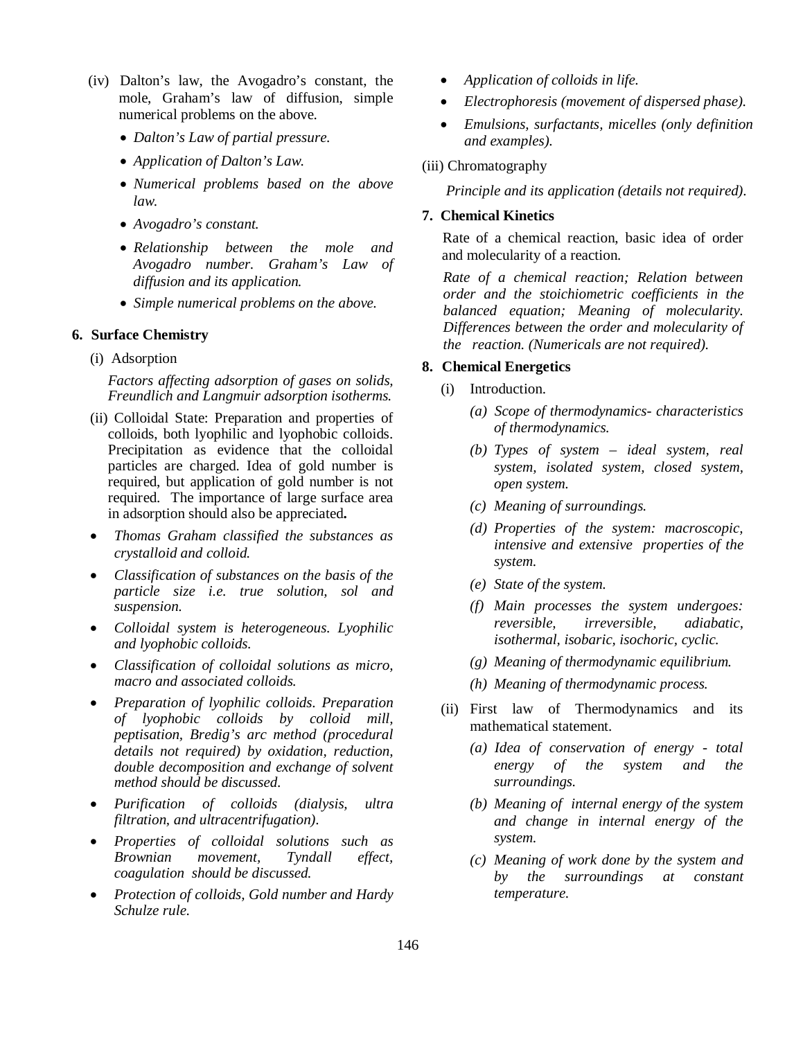(iv) Dalton's law, the Avogadro's constant, the mole, Graham's law of diffusion, simple numerical problems on the above.

- *Dalton's Law of partial pressure.*
- *Application of Dalton's Law.*
- *Numerical problems based on the above law.*
- *Avogadro's constant.*
- *Relationship between the mole and Avogadro number. Graham's Law of diffusion and its application.*
- *Simple numerical problems on the above.*

**6. Surface Chemistry**

(i) Adsorption

*Factors affecting adsorption of gases on solids, Freundlich and Langmuir adsorption isotherms.*

(ii) Colloidal State: Preparation and properties of colloids, both lyophilic and lyophobic colloids. Precipitation as evidence that the colloidal particles are charged. Idea of gold number is required, but application of gold number is not required. The importance of large surface area in adsorption should also be appreciated**.**

- *Thomas Graham classified the substances as crystalloid and colloid.*
- *Classification of substances on the basis of the particle size i.e. true solution, sol and suspension.*
- *Colloidal system is heterogeneous. Lyophilic and lyophobic colloids.*
- *Classification of colloidal solutions as micro, macro and associated colloids.*
- *Preparation of lyophilic colloids. Preparation of lyophobic colloids by colloid mill, peptisation, Bredig's arc method (procedural details not required) by oxidation, reduction, double decomposition and exchange of solvent method should be discussed.*
- *Purification of colloids (dialysis, ultra filtration, and ultracentrifugation).*
- *Properties of colloidal solutions such as Brownian movement, Tyndall effect, coagulation should be discussed.*
- *Protection of colloids, Gold number and Hardy Schulze rule.*
- *Application of colloids in life.*
- *Electrophoresis (movement of dispersed phase).*
- *Emulsions, surfactants, micelles (only definition and examples).*

(iii) Chromatography

*Principle and its application (details not required).*

**7. Chemical Kinetics**

Rate of a chemical reaction, basic idea of order and molecularity of a reaction.

*Rate of a chemical reaction; Relation between order and the stoichiometric coefficients in the balanced equation; Meaning of molecularity. Differences between the order and molecularity of the reaction. (Numericals are not required).*

**8. Chemical Energetics**

(i) Introduction.

*(a) Scope of thermodynamics- characteristics of thermodynamics.*

*(b) Types of system – ideal system, real system, isolated system, closed system, open system.*

*(c) Meaning of surroundings.*

*(d) Properties of the system: macroscopic, intensive and extensive properties of the system.*

*(e) State of the system.*

*(f) Main processes the system undergoes: reversible, irreversible, adiabatic, isothermal, isobaric, isochoric, cyclic.*

*(g) Meaning of thermodynamic equilibrium.*

*(h) Meaning of thermodynamic process.*

(ii) First law of Thermodynamics and its mathematical statement.

*(a) Idea of conservation of energy - total energy of the system and the surroundings.*

*(b) Meaning of internal energy of the system and change in internal energy of the system.*

*(c) Meaning of work done by the system and by the surroundings at constant temperature.*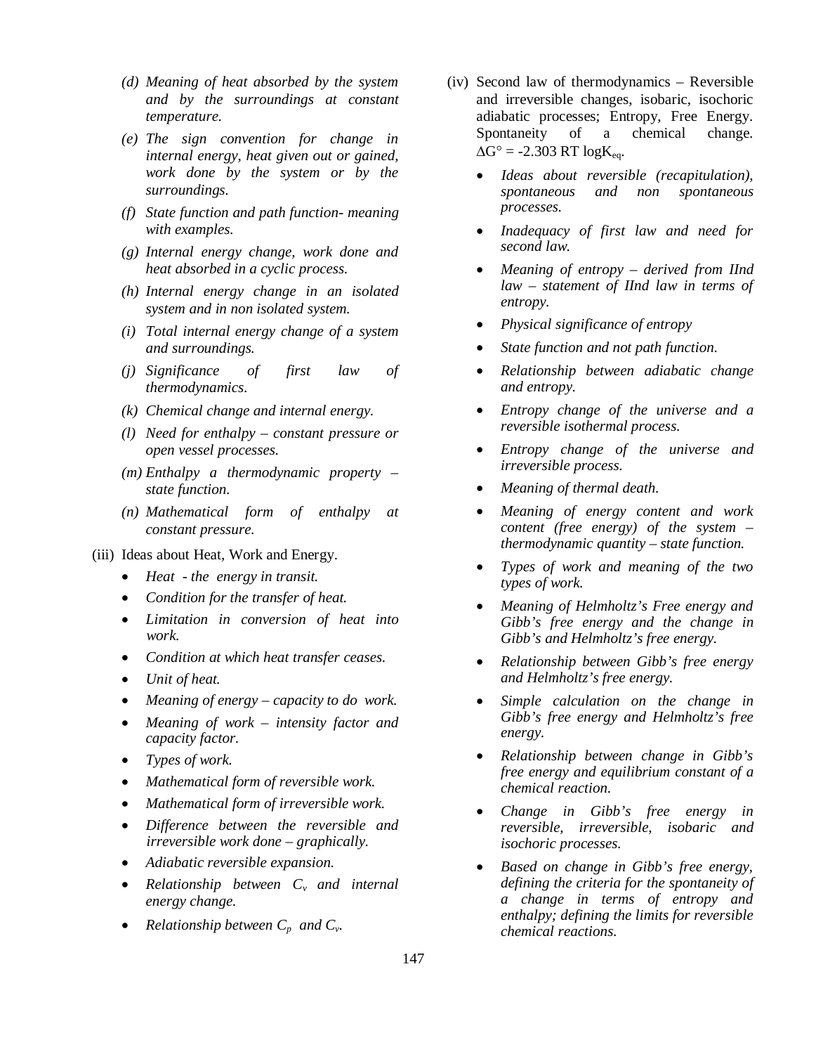*(d) Meaning of heat absorbed by the system and by the surroundings at constant temperature.*

*(e) The sign convention for change in internal energy, heat given out or gained, work done by the system or by the surroundings.*

*(f) State function and path function- meaning with examples.*

*(g) Internal energy change, work done and heat absorbed in a cyclic process.*

*(h) Internal energy change in an isolated system and in non isolated system.*

*(i) Total internal energy change of a system and surroundings.*

*(j) Significance of first law of thermodynamics.*

*(k) Chemical change and internal energy.*

*(l) Need for enthalpy – constant pressure or open vessel processes.*

*(m) Enthalpy a thermodynamic property – state function.*

*(n) Mathematical form of enthalpy at constant pressure.*

(iii) Ideas about Heat, Work and Energy.

- *Heat - the energy in transit.*
- *Condition for the transfer of heat.*
- *Limitation in conversion of heat into work.*
- *Condition at which heat transfer ceases.*
- *Unit of heat.*
- *Meaning of energy – capacity to do work.*
- *Meaning of work – intensity factor and capacity factor.*
- *Types of work.*
- *Mathematical form of reversible work.*
- *Mathematical form of irreversible work.*
- *Difference between the reversible and irreversible work done – graphically.*
- *Adiabatic reversible expansion.*
- *Relationship between $C_v$ and internal energy change.*
- *Relationship between $C_p$ and $C_v$.*

(iv) Second law of thermodynamics – Reversible and irreversible changes, isobaric, isochoric adiabatic processes; Entropy, Free Energy. Spontaneity of a chemical change. $\Delta G^\circ = -2.303\ RT \log K_{eq}$.

- *Ideas about reversible (recapitulation), spontaneous and non spontaneous processes.*
- *Inadequacy of first law and need for second law.*
- *Meaning of entropy – derived from IInd law – statement of IInd law in terms of entropy.*
- *Physical significance of entropy*
- *State function and not path function.*
- *Relationship between adiabatic change and entropy.*
- *Entropy change of the universe and a reversible isothermal process.*
- *Entropy change of the universe and irreversible process.*
- *Meaning of thermal death.*
- *Meaning of energy content and work content (free energy) of the system – thermodynamic quantity – state function.*
- *Types of work and meaning of the two types of work.*
- *Meaning of Helmholtz's Free energy and Gibb's free energy and the change in Gibb's and Helmholtz's free energy.*
- *Relationship between Gibb's free energy and Helmholtz's free energy.*
- *Simple calculation on the change in Gibb's free energy and Helmholtz's free energy.*
- *Relationship between change in Gibb's free energy and equilibrium constant of a chemical reaction.*
- *Change in Gibb's free energy in reversible, irreversible, isobaric and isochoric processes.*
- *Based on change in Gibb's free energy, defining the criteria for the spontaneity of a change in terms of entropy and enthalpy; defining the limits for reversible chemical reactions.*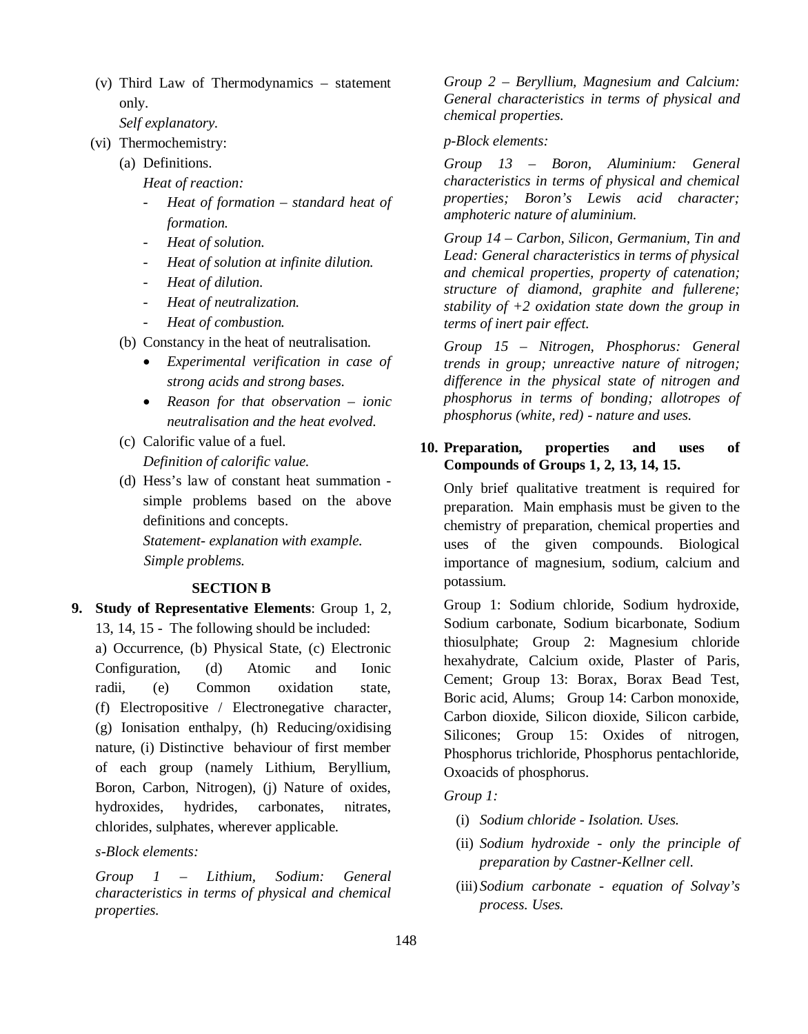(v) Third Law of Thermodynamics – statement only.

*Self explanatory.*

(vi) Thermochemistry:

(a) Definitions.

*Heat of reaction:*

- *Heat of formation – standard heat of formation.*
- *Heat of solution.*
- *Heat of solution at infinite dilution.*
- *Heat of dilution.*
- *Heat of neutralization.*
- *Heat of combustion.*

(b) Constancy in the heat of neutralisation.

- *Experimental verification in case of strong acids and strong bases.*
- *Reason for that observation – ionic neutralisation and the heat evolved.*

(c) Calorific value of a fuel.

*Definition of calorific value.*

(d) Hess's law of constant heat summation - simple problems based on the above definitions and concepts.

*Statement- explanation with example.*
*Simple problems.*

## SECTION B

**9. Study of Representative Elements**: Group 1, 2, 13, 14, 15 - The following should be included:

a) Occurrence, (b) Physical State, (c) Electronic Configuration, (d) Atomic and Ionic radii, (e) Common oxidation state, (f) Electropositive / Electronegative character, (g) Ionisation enthalpy, (h) Reducing/oxidising nature, (i) Distinctive behaviour of first member of each group (namely Lithium, Beryllium, Boron, Carbon, Nitrogen), (j) Nature of oxides, hydroxides, hydrides, carbonates, nitrates, chlorides, sulphates, wherever applicable.

*s-Block elements:*

*Group 1 – Lithium, Sodium: General characteristics in terms of physical and chemical properties.*

*Group 2 – Beryllium, Magnesium and Calcium: General characteristics in terms of physical and chemical properties.*

*p-Block elements:*

*Group 13 – Boron, Aluminium: General characteristics in terms of physical and chemical properties; Boron's Lewis acid character; amphoteric nature of aluminium.*

*Group 14 – Carbon, Silicon, Germanium, Tin and Lead: General characteristics in terms of physical and chemical properties, property of catenation; structure of diamond, graphite and fullerene; stability of +2 oxidation state down the group in terms of inert pair effect.*

*Group 15 – Nitrogen, Phosphorus: General trends in group; unreactive nature of nitrogen; difference in the physical state of nitrogen and phosphorus in terms of bonding; allotropes of phosphorus (white, red) - nature and uses.*

**10. Preparation, properties and uses of Compounds of Groups 1, 2, 13, 14, 15.**

Only brief qualitative treatment is required for preparation. Main emphasis must be given to the chemistry of preparation, chemical properties and uses of the given compounds. Biological importance of magnesium, sodium, calcium and potassium.

Group 1: Sodium chloride, Sodium hydroxide, Sodium carbonate, Sodium bicarbonate, Sodium thiosulphate; Group 2: Magnesium chloride hexahydrate, Calcium oxide, Plaster of Paris, Cement; Group 13: Borax, Borax Bead Test, Boric acid, Alums; Group 14: Carbon monoxide, Carbon dioxide, Silicon dioxide, Silicon carbide, Silicones; Group 15: Oxides of nitrogen, Phosphorus trichloride, Phosphorus pentachloride, Oxoacids of phosphorus.

*Group 1:*

(i) *Sodium chloride - Isolation. Uses.*

(ii) *Sodium hydroxide - only the principle of preparation by Castner-Kellner cell.*

(iii) *Sodium carbonate - equation of Solvay's process. Uses.*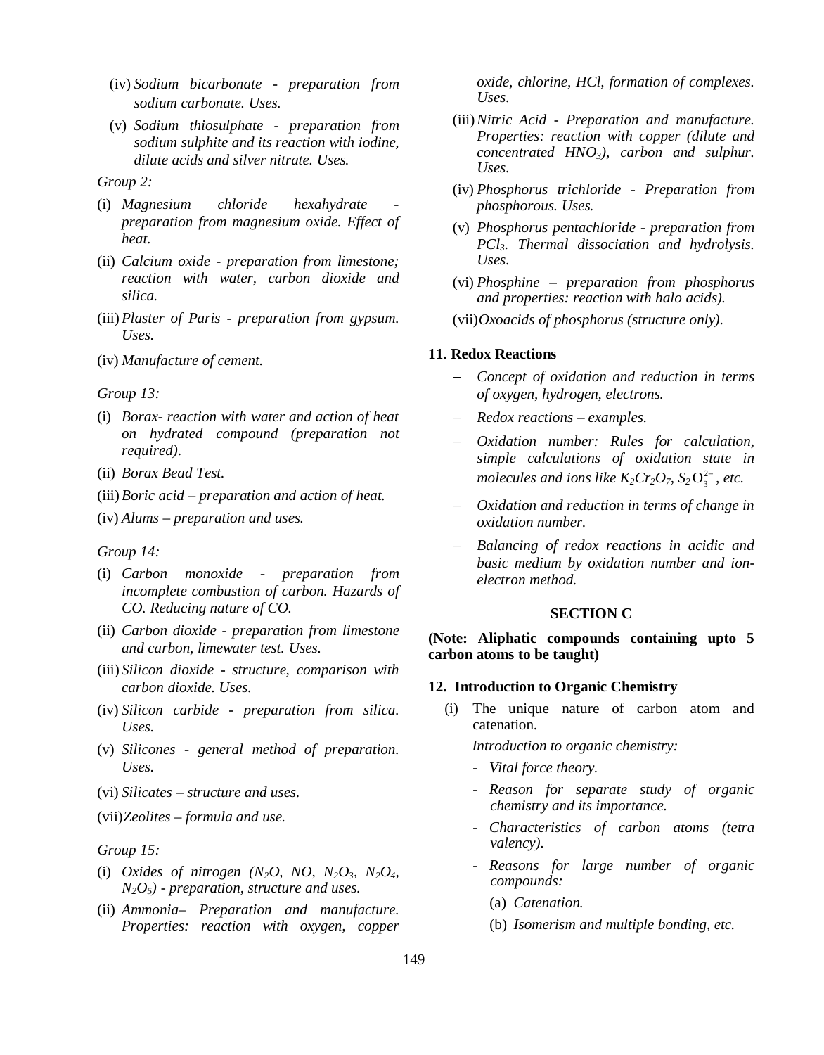(iv) *Sodium bicarbonate - preparation from sodium carbonate. Uses.*

(v) *Sodium thiosulphate - preparation from sodium sulphite and its reaction with iodine, dilute acids and silver nitrate. Uses.*

*Group 2:*

(i) *Magnesium chloride hexahydrate - preparation from magnesium oxide. Effect of heat.*

(ii) *Calcium oxide - preparation from limestone; reaction with water, carbon dioxide and silica.*

(iii) *Plaster of Paris - preparation from gypsum. Uses.*

(iv) *Manufacture of cement.*

*Group 13:*

(i) *Borax- reaction with water and action of heat on hydrated compound (preparation not required).*

(ii) *Borax Bead Test.*

(iii) *Boric acid – preparation and action of heat.*

(iv) *Alums – preparation and uses.*

*Group 14:*

(i) *Carbon monoxide - preparation from incomplete combustion of carbon. Hazards of CO. Reducing nature of CO.*

(ii) *Carbon dioxide - preparation from limestone and carbon, limewater test. Uses.*

(iii) *Silicon dioxide - structure, comparison with carbon dioxide. Uses.*

(iv) *Silicon carbide - preparation from silica. Uses.*

(v) *Silicones - general method of preparation. Uses.*

(vi) *Silicates – structure and uses.*

(vii) *Zeolites – formula and use.*

*Group 15:*

(i) *Oxides of nitrogen ($N_2O$, $NO$, $N_2O_3$, $N_2O_4$, $N_2O_5$) - preparation, structure and uses.*

(ii) *Ammonia– Preparation and manufacture. Properties: reaction with oxygen, copper oxide, chlorine, HCl, formation of complexes. Uses.*

(iii) *Nitric Acid - Preparation and manufacture. Properties: reaction with copper (dilute and concentrated $HNO_3$), carbon and sulphur. Uses.*

(iv) *Phosphorus trichloride - Preparation from phosphorous. Uses.*

(v) *Phosphorus pentachloride - preparation from $PCl_3$. Thermal dissociation and hydrolysis. Uses.*

(vi) *Phosphine – preparation from phosphorus and properties: reaction with halo acids).*

(vii) *Oxoacids of phosphorus (structure only).*

**11. Redox Reactions**

- *Concept of oxidation and reduction in terms of oxygen, hydrogen, electrons.*
- *Redox reactions – examples.*
- *Oxidation number: Rules for calculation, simple calculations of oxidation state in molecules and ions like $K_2\underline{Cr}_2O_7$, $\underline{S}_2O_3^{2-}$, etc.*
- *Oxidation and reduction in terms of change in oxidation number.*
- *Balancing of redox reactions in acidic and basic medium by oxidation number and ion-electron method.*

## SECTION C

**(Note: Aliphatic compounds containing upto 5 carbon atoms to be taught)**

**12. Introduction to Organic Chemistry**

(i) The unique nature of carbon atom and catenation.

*Introduction to organic chemistry:*

- *Vital force theory.*
- *Reason for separate study of organic chemistry and its importance.*
- *Characteristics of carbon atoms (tetra valency).*
- *Reasons for large number of organic compounds:*
  - (a) *Catenation.*
  - (b) *Isomerism and multiple bonding, etc.*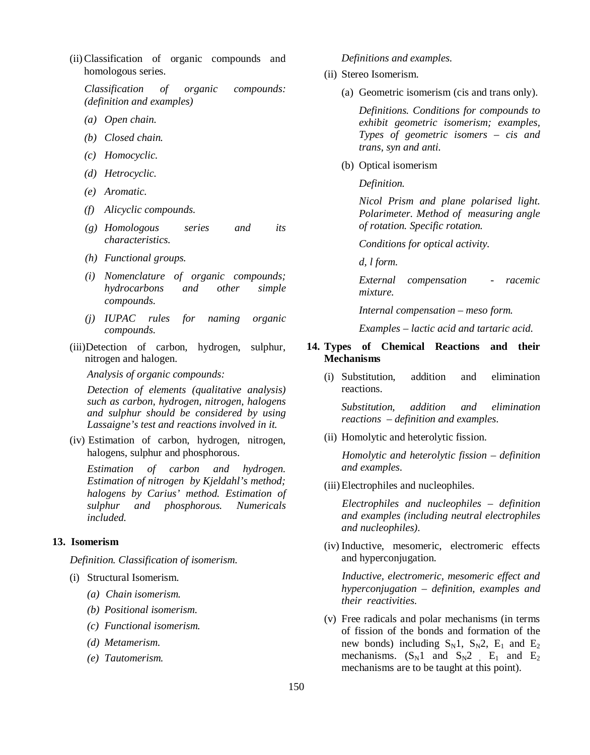(ii) Classification of organic compounds and homologous series.

*Classification of organic compounds: (definition and examples)*

*(a) Open chain.*

*(b) Closed chain.*

*(c) Homocyclic.*

*(d) Hetrocyclic.*

*(e) Aromatic.*

*(f) Alicyclic compounds.*

*(g) Homologous series and its characteristics.*

*(h) Functional groups.*

*(i) Nomenclature of organic compounds; hydrocarbons and other simple compounds.*

*(j) IUPAC rules for naming organic compounds.*

(iii) Detection of carbon, hydrogen, sulphur, nitrogen and halogen.

*Analysis of organic compounds:*

*Detection of elements (qualitative analysis) such as carbon, hydrogen, nitrogen, halogens and sulphur should be considered by using Lassaigne's test and reactions involved in it.*

(iv) Estimation of carbon, hydrogen, nitrogen, halogens, sulphur and phosphorous.

*Estimation of carbon and hydrogen. Estimation of nitrogen by Kjeldahl's method; halogens by Carius' method. Estimation of sulphur and phosphorous. Numericals included.*

**13. Isomerism**

*Definition. Classification of isomerism.*

(i) Structural Isomerism.

*(a) Chain isomerism.*

*(b) Positional isomerism.*

*(c) Functional isomerism.*

*(d) Metamerism.*

*(e) Tautomerism.*

*Definitions and examples.*

(ii) Stereo Isomerism.

(a) Geometric isomerism (cis and trans only).

*Definitions. Conditions for compounds to exhibit geometric isomerism; examples, Types of geometric isomers – cis and trans, syn and anti.*

(b) Optical isomerism

*Definition.*

*Nicol Prism and plane polarised light. Polarimeter. Method of measuring angle of rotation. Specific rotation.*

*Conditions for optical activity.*

*d, l form.*

*External compensation - racemic mixture.*

*Internal compensation – meso form.*

*Examples – lactic acid and tartaric acid.*

**14. Types of Chemical Reactions and their Mechanisms**

(i) Substitution, addition and elimination reactions.

*Substitution, addition and elimination reactions – definition and examples.*

(ii) Homolytic and heterolytic fission.

*Homolytic and heterolytic fission – definition and examples.*

(iii) Electrophiles and nucleophiles.

*Electrophiles and nucleophiles – definition and examples (including neutral electrophiles and nucleophiles).*

(iv) Inductive, mesomeric, electromeric effects and hyperconjugation.

*Inductive, electromeric, mesomeric effect and hyperconjugation – definition, examples and their reactivities.*

(v) Free radicals and polar mechanisms (in terms of fission of the bonds and formation of the new bonds) including $S_N1$, $S_N2$, $E_1$ and $E_2$ mechanisms. ($S_N1$ and $S_N2$ , $E_1$ and $E_2$ mechanisms are to be taught at this point).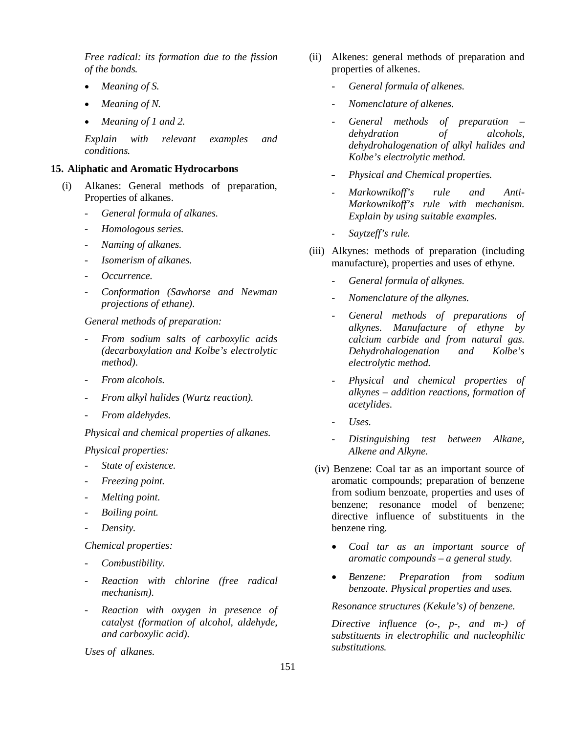*Free radical: its formation due to the fission of the bonds.*

- *Meaning of S.*
- *Meaning of N.*
- *Meaning of 1 and 2.*

*Explain with relevant examples and conditions.*

## 15. Aliphatic and Aromatic Hydrocarbons

(i) Alkanes: General methods of preparation, Properties of alkanes.

- *General formula of alkanes.*
- *Homologous series.*
- *Naming of alkanes.*
- *Isomerism of alkanes.*
- *Occurrence.*
- *Conformation (Sawhorse and Newman projections of ethane).*

*General methods of preparation:*

- *From sodium salts of carboxylic acids (decarboxylation and Kolbe's electrolytic method).*
- *From alcohols.*
- *From alkyl halides (Wurtz reaction).*
- *From aldehydes.*

*Physical and chemical properties of alkanes.*

*Physical properties:*

- *State of existence.*
- *Freezing point.*
- *Melting point.*
- *Boiling point.*
- *Density.*

*Chemical properties:*

- *Combustibility.*
- *Reaction with chlorine (free radical mechanism).*
- *Reaction with oxygen in presence of catalyst (formation of alcohol, aldehyde, and carboxylic acid).*

*Uses of alkanes.*

(ii) Alkenes: general methods of preparation and properties of alkenes.

- *General formula of alkenes.*
- *Nomenclature of alkenes.*
- *General methods of preparation – dehydration of alcohols, dehydrohalogenation of alkyl halides and Kolbe's electrolytic method.*
- *Physical and Chemical properties.*
- *Markownikoff's rule and Anti-Markownikoff's rule with mechanism. Explain by using suitable examples.*
- *Saytzeff's rule.*

(iii) Alkynes: methods of preparation (including manufacture), properties and uses of ethyne.

- *General formula of alkynes.*
- *Nomenclature of the alkynes.*
- *General methods of preparations of alkynes. Manufacture of ethyne by calcium carbide and from natural gas. Dehydrohalogenation and Kolbe's electrolytic method.*
- *Physical and chemical properties of alkynes – addition reactions, formation of acetylides.*
- *Uses.*
- *Distinguishing test between Alkane, Alkene and Alkyne.*

(iv) Benzene: Coal tar as an important source of aromatic compounds; preparation of benzene from sodium benzoate, properties and uses of benzene; resonance model of benzene; directive influence of substituents in the benzene ring.

- *Coal tar as an important source of aromatic compounds – a general study.*
- *Benzene: Preparation from sodium benzoate. Physical properties and uses.*

*Resonance structures (Kekule's) of benzene.*

*Directive influence (o-, p-, and m-) of substituents in electrophilic and nucleophilic substitutions.*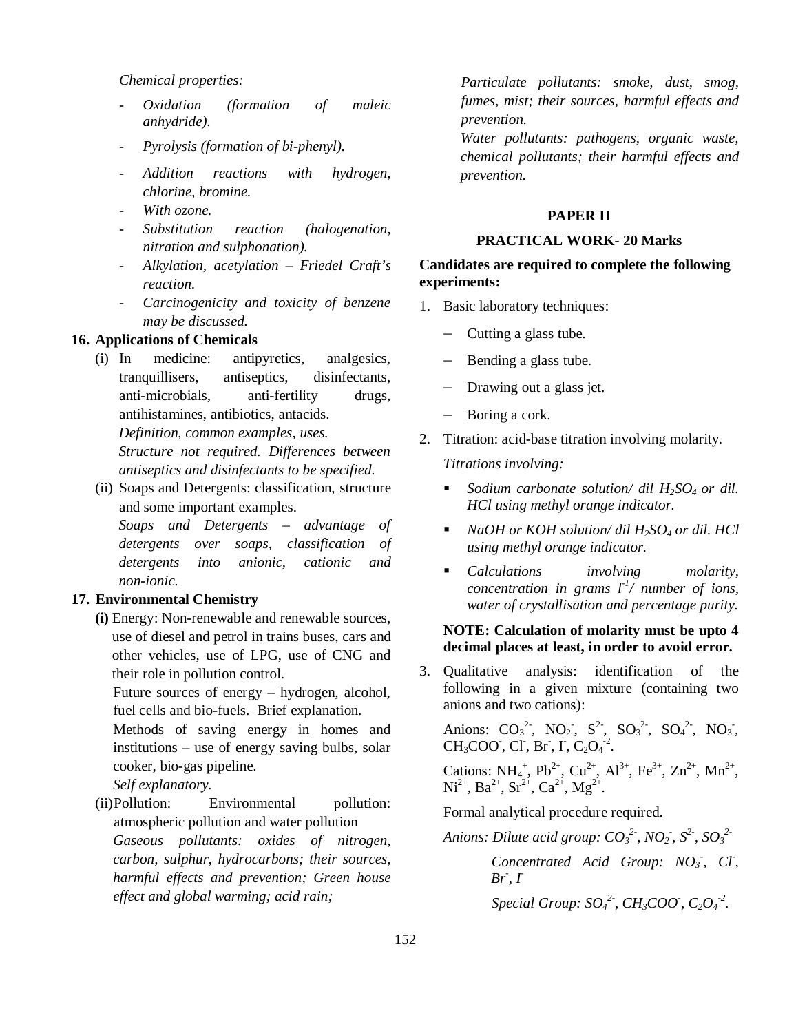*Chemical properties:*

- *Oxidation (formation of maleic anhydride).*
- *Pyrolysis (formation of bi-phenyl).*
- *Addition reactions with hydrogen, chlorine, bromine.*
- *With ozone.*
- *Substitution reaction (halogenation, nitration and sulphonation).*
- *Alkylation, acetylation – Friedel Craft's reaction.*
- *Carcinogenicity and toxicity of benzene may be discussed.*

**16. Applications of Chemicals**

(i) In medicine: antipyretics, analgesics, tranquillisers, antiseptics, disinfectants, anti-microbials, anti-fertility drugs, antihistamines, antibiotics, antacids.

*Definition, common examples, uses.*

*Structure not required. Differences between antiseptics and disinfectants to be specified.*

(ii) Soaps and Detergents: classification, structure and some important examples.

*Soaps and Detergents – advantage of detergents over soaps, classification of detergents into anionic, cationic and non-ionic.*

**17. Environmental Chemistry**

**(i)** Energy: Non-renewable and renewable sources, use of diesel and petrol in trains buses, cars and other vehicles, use of LPG, use of CNG and their role in pollution control.

Future sources of energy – hydrogen, alcohol, fuel cells and bio-fuels. Brief explanation.

Methods of saving energy in homes and institutions – use of energy saving bulbs, solar cooker, bio-gas pipeline.

*Self explanatory.*

(ii) Pollution: Environmental pollution: atmospheric pollution and water pollution

*Gaseous pollutants: oxides of nitrogen, carbon, sulphur, hydrocarbons; their sources, harmful effects and prevention; Green house effect and global warming; acid rain;*

*Particulate pollutants: smoke, dust, smog, fumes, mist; their sources, harmful effects and prevention.*

*Water pollutants: pathogens, organic waste, chemical pollutants; their harmful effects and prevention.*

## PAPER II

### PRACTICAL WORK- 20 Marks

**Candidates are required to complete the following experiments:**

1. Basic laboratory techniques:
   - Cutting a glass tube.
   - Bending a glass tube.
   - Drawing out a glass jet.
   - Boring a cork.
2. Titration: acid-base titration involving molarity.

   *Titrations involving:*

   - *Sodium carbonate solution/ dil $H_2SO_4$ or dil. HCl using methyl orange indicator.*
   - *NaOH or KOH solution/ dil $H_2SO_4$ or dil. HCl using methyl orange indicator.*
   - *Calculations involving molarity, concentration in grams $l^{-1}$/ number of ions, water of crystallisation and percentage purity.*

   **NOTE: Calculation of molarity must be upto 4 decimal places at least, in order to avoid error.**

3. Qualitative analysis: identification of the following in a given mixture (containing two anions and two cations):

   Anions: $CO_3^{2-}$, $NO_2^-$, $S^{2-}$, $SO_3^{2-}$, $SO_4^{2-}$, $NO_3^-$, $CH_3COO^-$, $Cl^-$, $Br^-$, $I^-$, $C_2O_4^{-2}$.

   Cations: $NH_4^+$, $Pb^{2+}$, $Cu^{2+}$, $Al^{3+}$, $Fe^{3+}$, $Zn^{2+}$, $Mn^{2+}$, $Ni^{2+}$, $Ba^{2+}$, $Sr^{2+}$, $Ca^{2+}$, $Mg^{2+}$.

   Formal analytical procedure required.

   *Anions: Dilute acid group: $CO_3^{2-}$, $NO_2^-$, $S^{2-}$, $SO_3^{2-}$*

   *Concentrated Acid Group: $NO_3^-$, $Cl^-$, $Br^-$, $I^-$*

   *Special Group: $SO_4^{2-}$, $CH_3COO^-$, $C_2O_4^{-2}$.*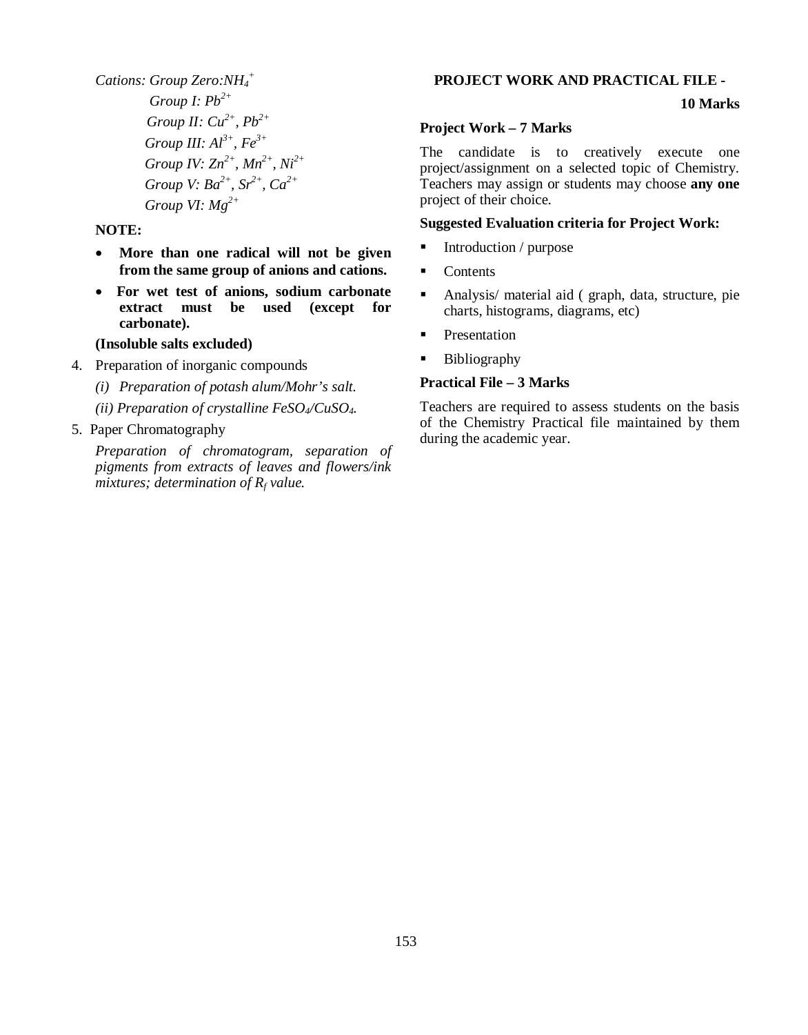*Cations: Group Zero:* $NH_4^+$

*Group I:* $Pb^{2+}$

*Group II:* $Cu^{2+}$, $Pb^{2+}$

*Group III:* $Al^{3+}$, $Fe^{3+}$

*Group IV:* $Zn^{2+}$, $Mn^{2+}$, $Ni^{2+}$

*Group V:* $Ba^{2+}$, $Sr^{2+}$, $Ca^{2+}$

*Group VI:* $Mg^{2+}$

**NOTE:**

- **More than one radical will not be given from the same group of anions and cations.**
- **For wet test of anions, sodium carbonate extract must be used (except for carbonate).**

**(Insoluble salts excluded)**

4. Preparation of inorganic compounds

   *(i) Preparation of potash alum/Mohr's salt.*

   *(ii) Preparation of crystalline* $FeSO_4$/$CuSO_4$.

5. Paper Chromatography

   *Preparation of chromatogram, separation of pigments from extracts of leaves and flowers/ink mixtures; determination of* $R_f$ *value.*

**PROJECT WORK AND PRACTICAL FILE - 10 Marks**

**Project Work – 7 Marks**

The candidate is to creatively execute one project/assignment on a selected topic of Chemistry. Teachers may assign or students may choose **any one** project of their choice.

**Suggested Evaluation criteria for Project Work:**

- Introduction / purpose
- Contents
- Analysis/ material aid ( graph, data, structure, pie charts, histograms, diagrams, etc)
- Presentation
- Bibliography

**Practical File – 3 Marks**

Teachers are required to assess students on the basis of the Chemistry Practical file maintained by them during the academic year.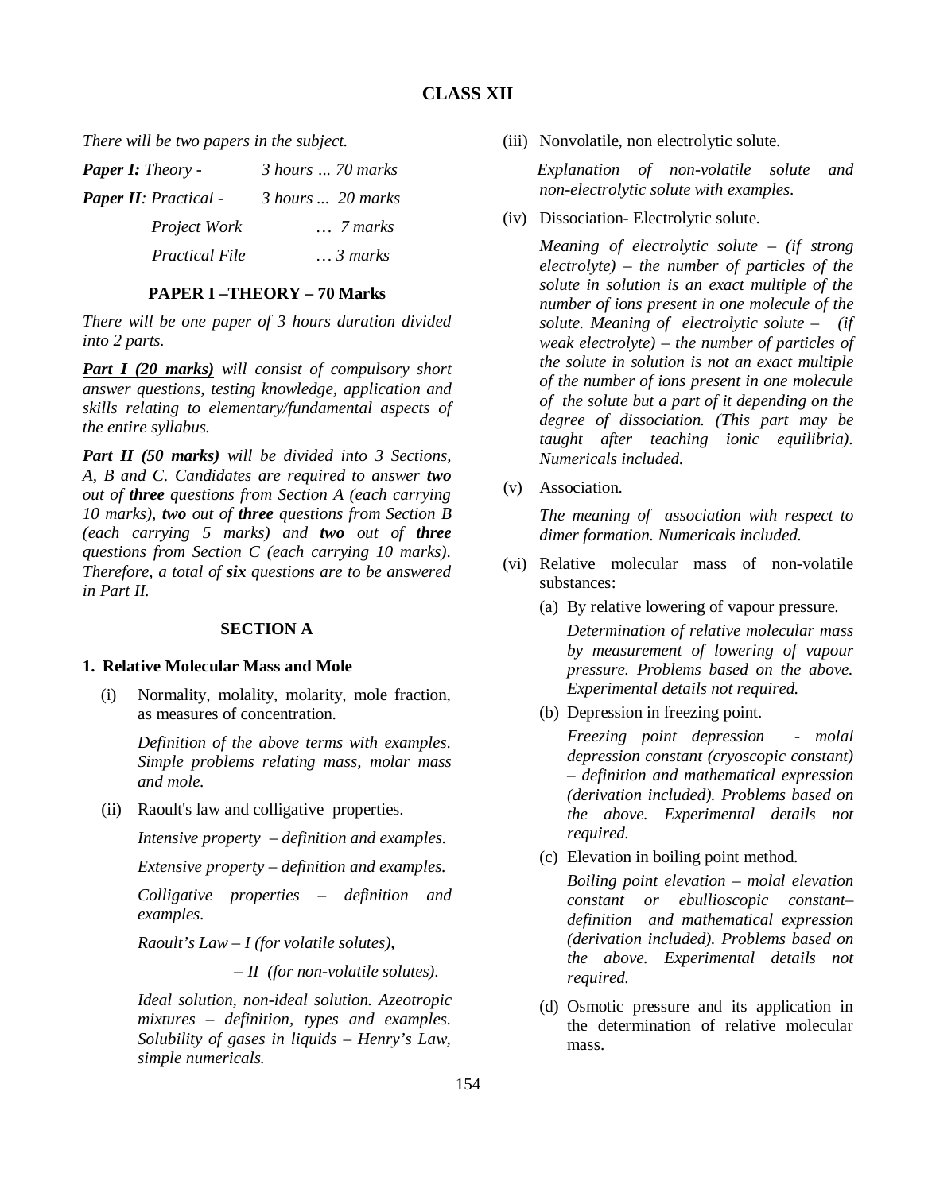# CLASS XII

*There will be two papers in the subject.*

| | |
|---|---|
| ***Paper I:*** *Theory -* | *3 hours ... 70 marks* |
| ***Paper II****: Practical -* | *3 hours ... 20 marks* |
| *Project Work* | *… 7 marks* |
| *Practical File* | *… 3 marks* |

## PAPER I –THEORY – 70 Marks

*There will be one paper of 3 hours duration divided into 2 parts.*

***Part I (20 marks)*** *will consist of compulsory short answer questions, testing knowledge, application and skills relating to elementary/fundamental aspects of the entire syllabus.*

***Part II (50 marks)*** *will be divided into 3 Sections, A, B and C. Candidates are required to answer* ***two*** *out of* ***three*** *questions from Section A (each carrying 10 marks),* ***two*** *out of* ***three*** *questions from Section B (each carrying 5 marks) and* ***two*** *out of* ***three*** *questions from Section C (each carrying 10 marks). Therefore, a total of* ***six*** *questions are to be answered in Part II.*

### SECTION A

**1. Relative Molecular Mass and Mole**

(i) Normality, molality, molarity, mole fraction, as measures of concentration.

*Definition of the above terms with examples. Simple problems relating mass, molar mass and mole.*

(ii) Raoult's law and colligative properties.

*Intensive property – definition and examples.*

*Extensive property – definition and examples.*

*Colligative properties – definition and examples.*

*Raoult's Law – I (for volatile solutes),*

*– II (for non-volatile solutes).*

*Ideal solution, non-ideal solution. Azeotropic mixtures – definition, types and examples. Solubility of gases in liquids – Henry's Law, simple numericals.*

(iii) Nonvolatile, non electrolytic solute.

*Explanation of non-volatile solute and non-electrolytic solute with examples.*

(iv) Dissociation- Electrolytic solute.

*Meaning of electrolytic solute – (if strong electrolyte) – the number of particles of the solute in solution is an exact multiple of the number of ions present in one molecule of the solute. Meaning of electrolytic solute – (if weak electrolyte) – the number of particles of the solute in solution is not an exact multiple of the number of ions present in one molecule of the solute but a part of it depending on the degree of dissociation. (This part may be taught after teaching ionic equilibria). Numericals included.*

(v) Association.

*The meaning of association with respect to dimer formation. Numericals included.*

(vi) Relative molecular mass of non-volatile substances:

(a) By relative lowering of vapour pressure.

*Determination of relative molecular mass by measurement of lowering of vapour pressure. Problems based on the above. Experimental details not required.*

(b) Depression in freezing point.

*Freezing point depression - molal depression constant (cryoscopic constant) – definition and mathematical expression (derivation included). Problems based on the above. Experimental details not required.*

(c) Elevation in boiling point method.

*Boiling point elevation – molal elevation constant or ebullioscopic constant– definition and mathematical expression (derivation included). Problems based on the above. Experimental details not required.*

(d) Osmotic pressure and its application in the determination of relative molecular mass.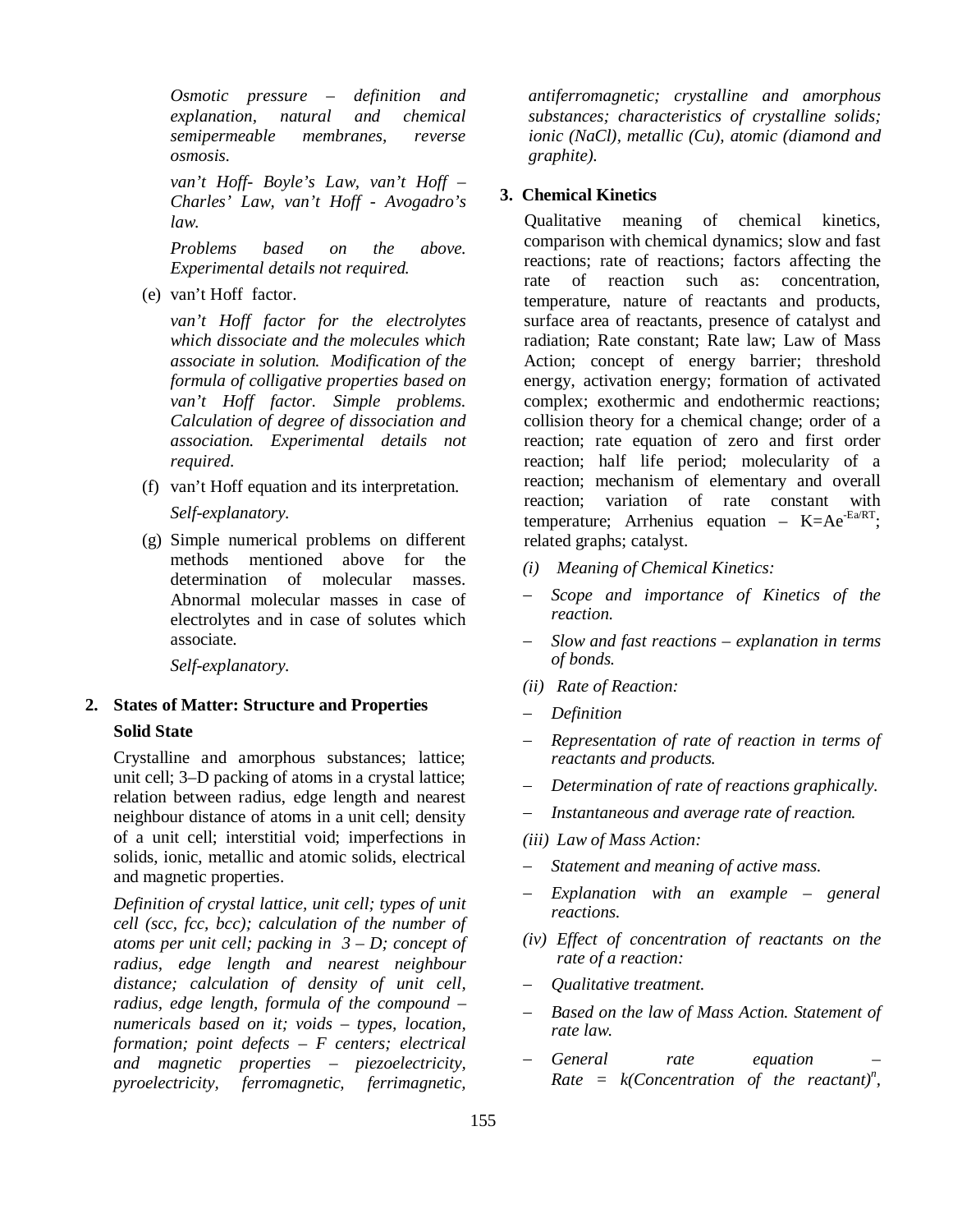*Osmotic pressure – definition and explanation, natural and chemical semipermeable membranes, reverse osmosis.*

*van't Hoff- Boyle's Law, van't Hoff – Charles' Law, van't Hoff - Avogadro's law.*

*Problems based on the above. Experimental details not required.*

(e) van't Hoff factor.

*van't Hoff factor for the electrolytes which dissociate and the molecules which associate in solution. Modification of the formula of colligative properties based on van't Hoff factor. Simple problems. Calculation of degree of dissociation and association. Experimental details not required.*

(f) van't Hoff equation and its interpretation.

*Self-explanatory.*

(g) Simple numerical problems on different methods mentioned above for the determination of molecular masses. Abnormal molecular masses in case of electrolytes and in case of solutes which associate.

*Self-explanatory.*

## 2. States of Matter: Structure and Properties

### Solid State

Crystalline and amorphous substances; lattice; unit cell; 3–D packing of atoms in a crystal lattice; relation between radius, edge length and nearest neighbour distance of atoms in a unit cell; density of a unit cell; interstitial void; imperfections in solids, ionic, metallic and atomic solids, electrical and magnetic properties.

*Definition of crystal lattice, unit cell; types of unit cell (scc, fcc, bcc); calculation of the number of atoms per unit cell; packing in 3 – D; concept of radius, edge length and nearest neighbour distance; calculation of density of unit cell, radius, edge length, formula of the compound – numericals based on it; voids – types, location, formation; point defects – F centers; electrical and magnetic properties – piezoelectricity, pyroelectricity, ferromagnetic, ferrimagnetic, antiferromagnetic; crystalline and amorphous substances; characteristics of crystalline solids; ionic (NaCl), metallic (Cu), atomic (diamond and graphite).*

## 3. Chemical Kinetics

Qualitative meaning of chemical kinetics, comparison with chemical dynamics; slow and fast reactions; rate of reactions; factors affecting the rate of reaction such as: concentration, temperature, nature of reactants and products, surface area of reactants, presence of catalyst and radiation; Rate constant; Rate law; Law of Mass Action; concept of energy barrier; threshold energy, activation energy; formation of activated complex; exothermic and endothermic reactions; collision theory for a chemical change; order of a reaction; rate equation of zero and first order reaction; half life period; molecularity of a reaction; mechanism of elementary and overall reaction; variation of rate constant with temperature; Arrhenius equation – $K=Ae^{-Ea/RT}$; related graphs; catalyst.

*(i) Meaning of Chemical Kinetics:*

- *Scope and importance of Kinetics of the reaction.*
- *Slow and fast reactions – explanation in terms of bonds.*

*(ii) Rate of Reaction:*

- *Definition*
- *Representation of rate of reaction in terms of reactants and products.*
- *Determination of rate of reactions graphically.*
- *Instantaneous and average rate of reaction.*

*(iii) Law of Mass Action:*

- *Statement and meaning of active mass.*
- *Explanation with an example – general reactions.*

*(iv) Effect of concentration of reactants on the rate of a reaction:*

- *Qualitative treatment.*
- *Based on the law of Mass Action. Statement of rate law.*
- *General rate equation – Rate = k(Concentration of the reactant)$^n$,*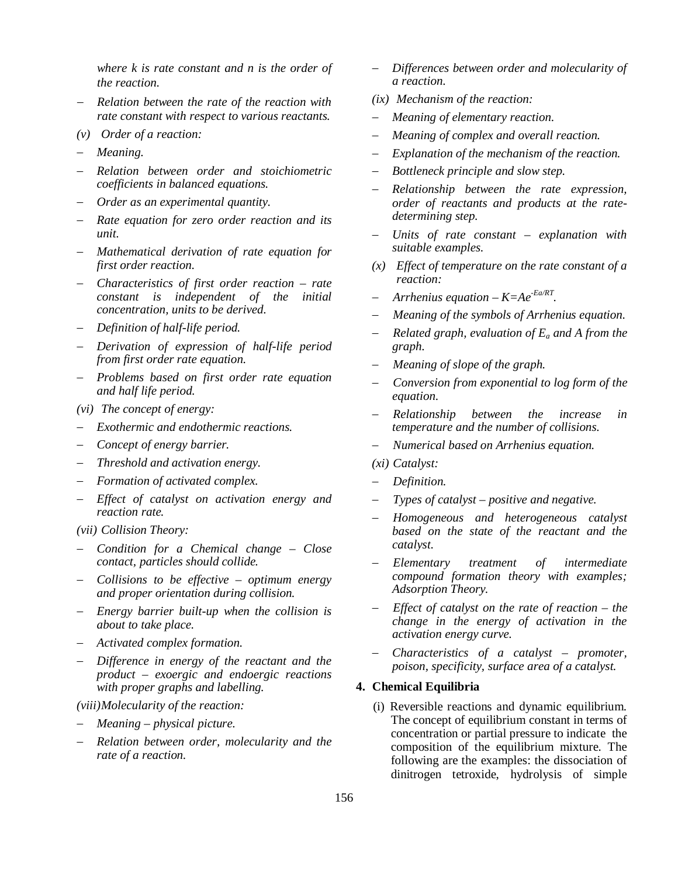*where k is rate constant and n is the order of the reaction.*

- *Relation between the rate of the reaction with rate constant with respect to various reactants.*

*(v) Order of a reaction:*

- *Meaning.*
- *Relation between order and stoichiometric coefficients in balanced equations.*
- *Order as an experimental quantity.*
- *Rate equation for zero order reaction and its unit.*
- *Mathematical derivation of rate equation for first order reaction.*
- *Characteristics of first order reaction – rate constant is independent of the initial concentration, units to be derived.*
- *Definition of half-life period.*
- *Derivation of expression of half-life period from first order rate equation.*
- *Problems based on first order rate equation and half life period.*

*(vi) The concept of energy:*

- *Exothermic and endothermic reactions.*
- *Concept of energy barrier.*
- *Threshold and activation energy.*
- *Formation of activated complex.*
- *Effect of catalyst on activation energy and reaction rate.*

*(vii) Collision Theory:*

- *Condition for a Chemical change – Close contact, particles should collide.*
- *Collisions to be effective – optimum energy and proper orientation during collision.*
- *Energy barrier built-up when the collision is about to take place.*
- *Activated complex formation.*
- *Difference in energy of the reactant and the product – exoergic and endoergic reactions with proper graphs and labelling.*

*(viii)Molecularity of the reaction:*

- *Meaning – physical picture.*
- *Relation between order, molecularity and the rate of a reaction.*
- *Differences between order and molecularity of a reaction.*

*(ix) Mechanism of the reaction:*

- *Meaning of elementary reaction.*
- *Meaning of complex and overall reaction.*
- *Explanation of the mechanism of the reaction.*
- *Bottleneck principle and slow step.*
- *Relationship between the rate expression, order of reactants and products at the rate-determining step.*
- *Units of rate constant – explanation with suitable examples.*

*(x) Effect of temperature on the rate constant of a reaction:*

- *Arrhenius equation –* $K=Ae^{-Ea/RT}$.
- *Meaning of the symbols of Arrhenius equation.*
- *Related graph, evaluation of* $E_a$ *and A from the graph.*
- *Meaning of slope of the graph.*
- *Conversion from exponential to log form of the equation.*
- *Relationship between the increase in temperature and the number of collisions.*
- *Numerical based on Arrhenius equation.*

*(xi) Catalyst:*

- *Definition.*
- *Types of catalyst – positive and negative.*
- *Homogeneous and heterogeneous catalyst based on the state of the reactant and the catalyst.*
- *Elementary treatment of intermediate compound formation theory with examples; Adsorption Theory.*
- *Effect of catalyst on the rate of reaction – the change in the energy of activation in the activation energy curve.*
- *Characteristics of a catalyst – promoter, poison, specificity, surface area of a catalyst.*

**4. Chemical Equilibria**

(i) Reversible reactions and dynamic equilibrium. The concept of equilibrium constant in terms of concentration or partial pressure to indicate the composition of the equilibrium mixture. The following are the examples: the dissociation of dinitrogen tetroxide, hydrolysis of simple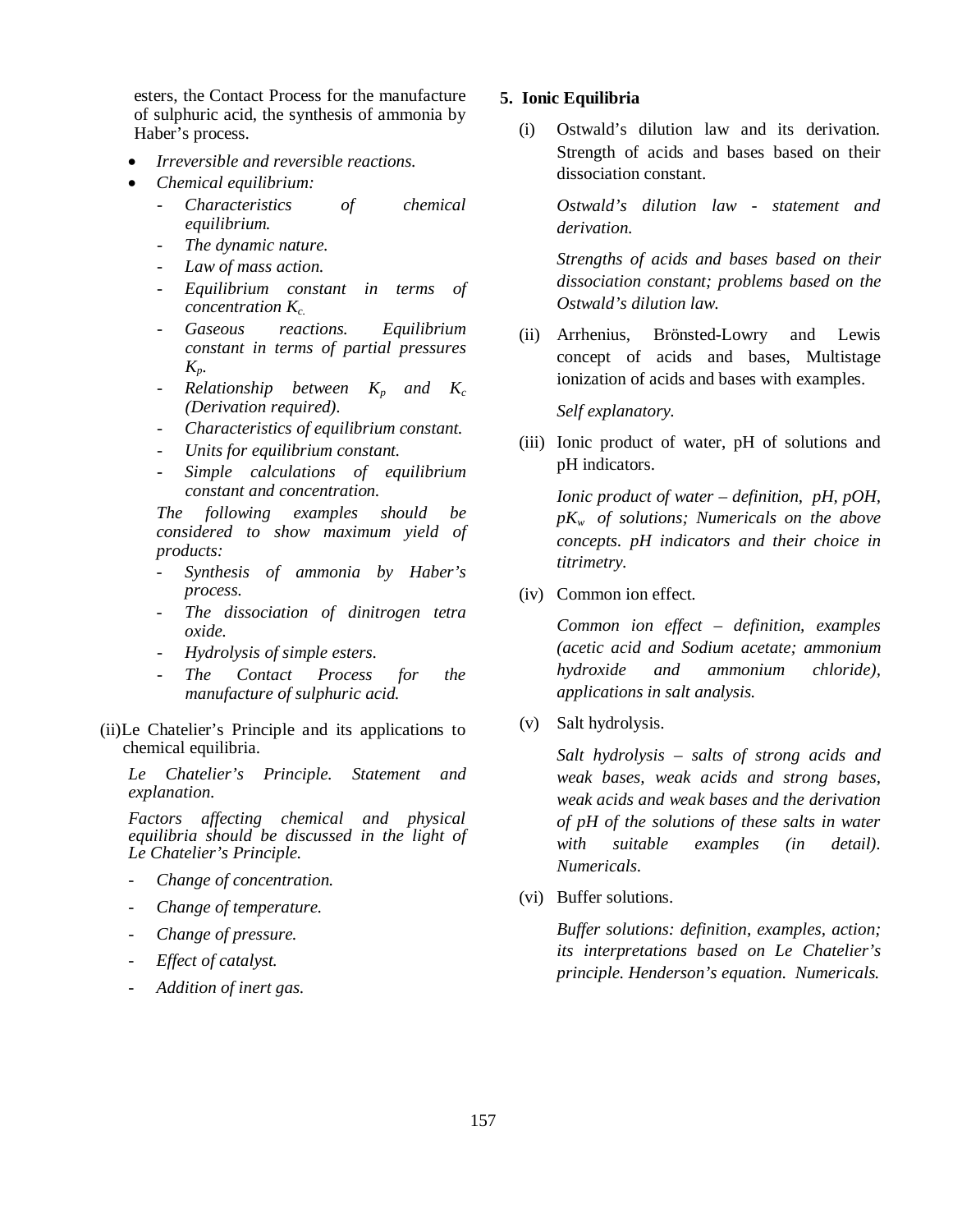esters, the Contact Process for the manufacture of sulphuric acid, the synthesis of ammonia by Haber's process.

- *Irreversible and reversible reactions.*
- *Chemical equilibrium:*
  - *Characteristics of chemical equilibrium.*
  - *The dynamic nature.*
  - *Law of mass action.*
  - *Equilibrium constant in terms of concentration $K_c$.*
  - *Gaseous reactions. Equilibrium constant in terms of partial pressures $K_p$.*
  - *Relationship between $K_p$ and $K_c$ (Derivation required).*
  - *Characteristics of equilibrium constant.*
  - *Units for equilibrium constant.*
  - *Simple calculations of equilibrium constant and concentration.*

  *The following examples should be considered to show maximum yield of products:*
  - *Synthesis of ammonia by Haber's process.*
  - *The dissociation of dinitrogen tetra oxide.*
  - *Hydrolysis of simple esters.*
  - *The Contact Process for the manufacture of sulphuric acid.*

(ii) Le Chatelier's Principle and its applications to chemical equilibria.

*Le Chatelier's Principle. Statement and explanation.*

*Factors affecting chemical and physical equilibria should be discussed in the light of Le Chatelier's Principle.*

- *Change of concentration.*
- *Change of temperature.*
- *Change of pressure.*
- *Effect of catalyst.*
- *Addition of inert gas.*

**5. Ionic Equilibria**

(i) Ostwald's dilution law and its derivation. Strength of acids and bases based on their dissociation constant.

*Ostwald's dilution law - statement and derivation.*

*Strengths of acids and bases based on their dissociation constant; problems based on the Ostwald's dilution law.*

(ii) Arrhenius, Brönsted-Lowry and Lewis concept of acids and bases, Multistage ionization of acids and bases with examples.

*Self explanatory.*

(iii) Ionic product of water, pH of solutions and pH indicators.

*Ionic product of water – definition, pH, pOH, $pK_w$ of solutions; Numericals on the above concepts. pH indicators and their choice in titrimetry.*

(iv) Common ion effect.

*Common ion effect – definition, examples (acetic acid and Sodium acetate; ammonium hydroxide and ammonium chloride), applications in salt analysis.*

(v) Salt hydrolysis.

*Salt hydrolysis – salts of strong acids and weak bases, weak acids and strong bases, weak acids and weak bases and the derivation of pH of the solutions of these salts in water with suitable examples (in detail). Numericals.*

(vi) Buffer solutions.

*Buffer solutions: definition, examples, action; its interpretations based on Le Chatelier's principle. Henderson's equation. Numericals.*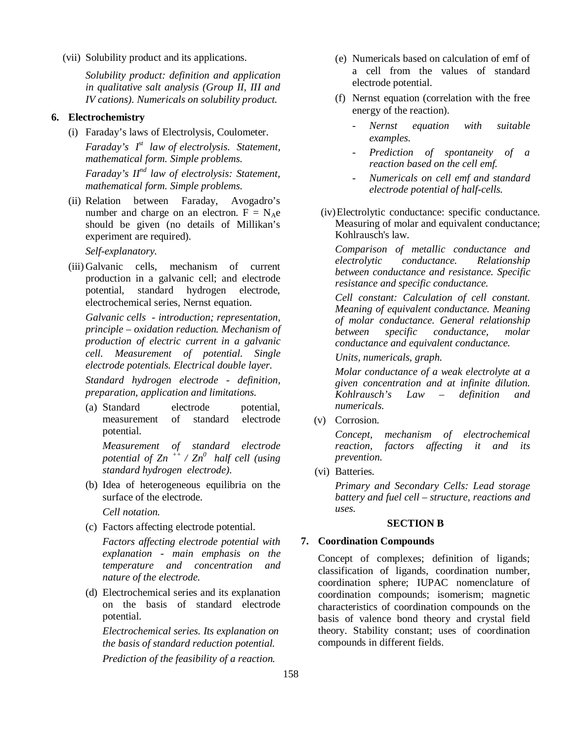(vii) Solubility product and its applications.

*Solubility product: definition and application in qualitative salt analysis (Group II, III and IV cations). Numericals on solubility product.*

**6. Electrochemistry**

(i) Faraday's laws of Electrolysis, Coulometer.

*Faraday's $I^{st}$ law of electrolysis. Statement, mathematical form. Simple problems.*

*Faraday's $II^{nd}$ law of electrolysis: Statement, mathematical form. Simple problems.*

(ii) Relation between Faraday, Avogadro's number and charge on an electron. $F = N_Ae$ should be given (no details of Millikan's experiment are required).

*Self-explanatory.*

(iii) Galvanic cells, mechanism of current production in a galvanic cell; and electrode potential, standard hydrogen electrode, electrochemical series, Nernst equation.

*Galvanic cells - introduction; representation, principle – oxidation reduction. Mechanism of production of electric current in a galvanic cell. Measurement of potential. Single electrode potentials. Electrical double layer.*

*Standard hydrogen electrode - definition, preparation, application and limitations.*

(a) Standard electrode potential, measurement of standard electrode potential.

*Measurement of standard electrode potential of $Zn^{++} / Zn^0$ half cell (using standard hydrogen electrode).*

(b) Idea of heterogeneous equilibria on the surface of the electrode.

*Cell notation.*

(c) Factors affecting electrode potential.

*Factors affecting electrode potential with explanation - main emphasis on the temperature and concentration and nature of the electrode.*

(d) Electrochemical series and its explanation on the basis of standard electrode potential.

*Electrochemical series. Its explanation on the basis of standard reduction potential.*

*Prediction of the feasibility of a reaction.*

(e) Numericals based on calculation of emf of a cell from the values of standard electrode potential.

(f) Nernst equation (correlation with the free energy of the reaction).

- *Nernst equation with suitable examples.*
- *Prediction of spontaneity of a reaction based on the cell emf.*
- *Numericals on cell emf and standard electrode potential of half-cells.*

(iv) Electrolytic conductance: specific conductance. Measuring of molar and equivalent conductance; Kohlrausch's law.

*Comparison of metallic conductance and electrolytic conductance. Relationship between conductance and resistance. Specific resistance and specific conductance.*

*Cell constant: Calculation of cell constant. Meaning of equivalent conductance. Meaning of molar conductance. General relationship between specific conductance, molar conductance and equivalent conductance.*

*Units, numericals, graph.*

*Molar conductance of a weak electrolyte at a given concentration and at infinite dilution. Kohlrausch's Law – definition and numericals.*

(v) Corrosion.

*Concept, mechanism of electrochemical reaction, factors affecting it and its prevention.*

(vi) Batteries.

*Primary and Secondary Cells: Lead storage battery and fuel cell – structure, reactions and uses.*

## SECTION B

**7. Coordination Compounds**

Concept of complexes; definition of ligands; classification of ligands, coordination number, coordination sphere; IUPAC nomenclature of coordination compounds; isomerism; magnetic characteristics of coordination compounds on the basis of valence bond theory and crystal field theory. Stability constant; uses of coordination compounds in different fields.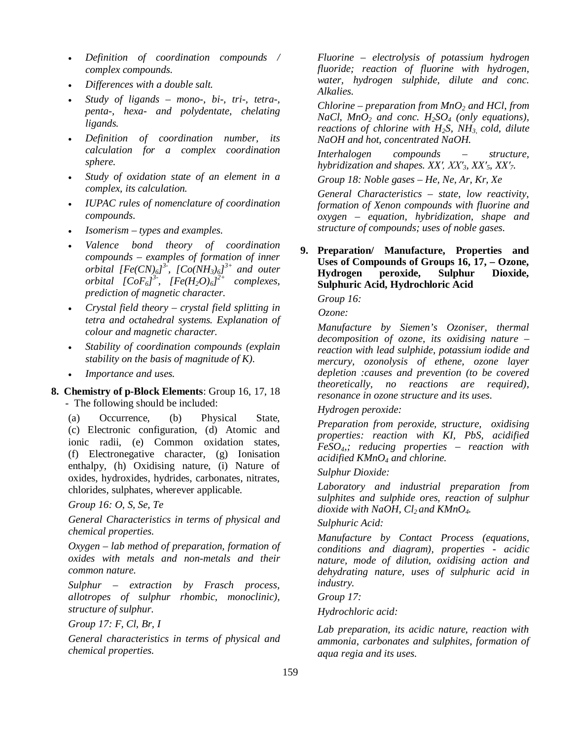- *Definition of coordination compounds / complex compounds.*
- *Differences with a double salt.*
- *Study of ligands – mono-, bi-, tri-, tetra-, penta-, hexa- and polydentate, chelating ligands.*
- *Definition of coordination number, its calculation for a complex coordination sphere.*
- *Study of oxidation state of an element in a complex, its calculation.*
- *IUPAC rules of nomenclature of coordination compounds.*
- *Isomerism – types and examples.*
- *Valence bond theory of coordination compounds – examples of formation of inner orbital $[Fe(CN)_6]^{3-}$, $[Co(NH_3)_6]^{3+}$ and outer orbital $[CoF_6]^{3-}$, $[Fe(H_2O)_6]^{2+}$ complexes, prediction of magnetic character.*
- *Crystal field theory – crystal field splitting in tetra and octahedral systems. Explanation of colour and magnetic character.*
- *Stability of coordination compounds (explain stability on the basis of magnitude of K).*
- *Importance and uses.*

**8. Chemistry of p-Block Elements**: Group 16, 17, 18 - The following should be included:

(a) Occurrence, (b) Physical State, (c) Electronic configuration, (d) Atomic and ionic radii, (e) Common oxidation states, (f) Electronegative character, (g) Ionisation enthalpy, (h) Oxidising nature, (i) Nature of oxides, hydroxides, hydrides, carbonates, nitrates, chlorides, sulphates, wherever applicable.

*Group 16: O, S, Se, Te*

*General Characteristics in terms of physical and chemical properties.*

*Oxygen – lab method of preparation, formation of oxides with metals and non-metals and their common nature.*

*Sulphur – extraction by Frasch process, allotropes of sulphur rhombic, monoclinic), structure of sulphur.*

*Group 17: F, Cl, Br, I*

*General characteristics in terms of physical and chemical properties.*

*Fluorine – electrolysis of potassium hydrogen fluoride; reaction of fluorine with hydrogen, water, hydrogen sulphide, dilute and conc. Alkalies.*

*Chlorine – preparation from $MnO_2$ and HCl, from NaCl, $MnO_2$ and conc. $H_2SO_4$ (only equations), reactions of chlorine with $H_2S$, $NH_3$, cold, dilute NaOH and hot, concentrated NaOH.*

*Interhalogen compounds – structure, hybridization and shapes. XX′, $XX'_3$, $XX'_5$, $XX'_7$.*

*Group 18: Noble gases – He, Ne, Ar, Kr, Xe*

*General Characteristics – state, low reactivity, formation of Xenon compounds with fluorine and oxygen – equation, hybridization, shape and structure of compounds; uses of noble gases.*

**9. Preparation/ Manufacture, Properties and Uses of Compounds of Groups 16, 17, – Ozone, Hydrogen peroxide, Sulphur Dioxide, Sulphuric Acid, Hydrochloric Acid**

*Group 16:*

*Ozone:*

*Manufacture by Siemen's Ozoniser, thermal decomposition of ozone, its oxidising nature – reaction with lead sulphide, potassium iodide and mercury, ozonolysis of ethene, ozone layer depletion :causes and prevention (to be covered theoretically, no reactions are required), resonance in ozone structure and its uses.*

*Hydrogen peroxide:*

*Preparation from peroxide, structure, oxidising properties: reaction with KI, PbS, acidified $FeSO_4$,; reducing properties – reaction with acidified $KMnO_4$ and chlorine.*

*Sulphur Dioxide:*

*Laboratory and industrial preparation from sulphites and sulphide ores, reaction of sulphur dioxide with NaOH, $Cl_2$ and $KMnO_4$.*

*Sulphuric Acid:*

*Manufacture by Contact Process (equations, conditions and diagram), properties - acidic nature, mode of dilution, oxidising action and dehydrating nature, uses of sulphuric acid in industry.*

*Group 17:*

*Hydrochloric acid:*

*Lab preparation, its acidic nature, reaction with ammonia, carbonates and sulphites, formation of aqua regia and its uses.*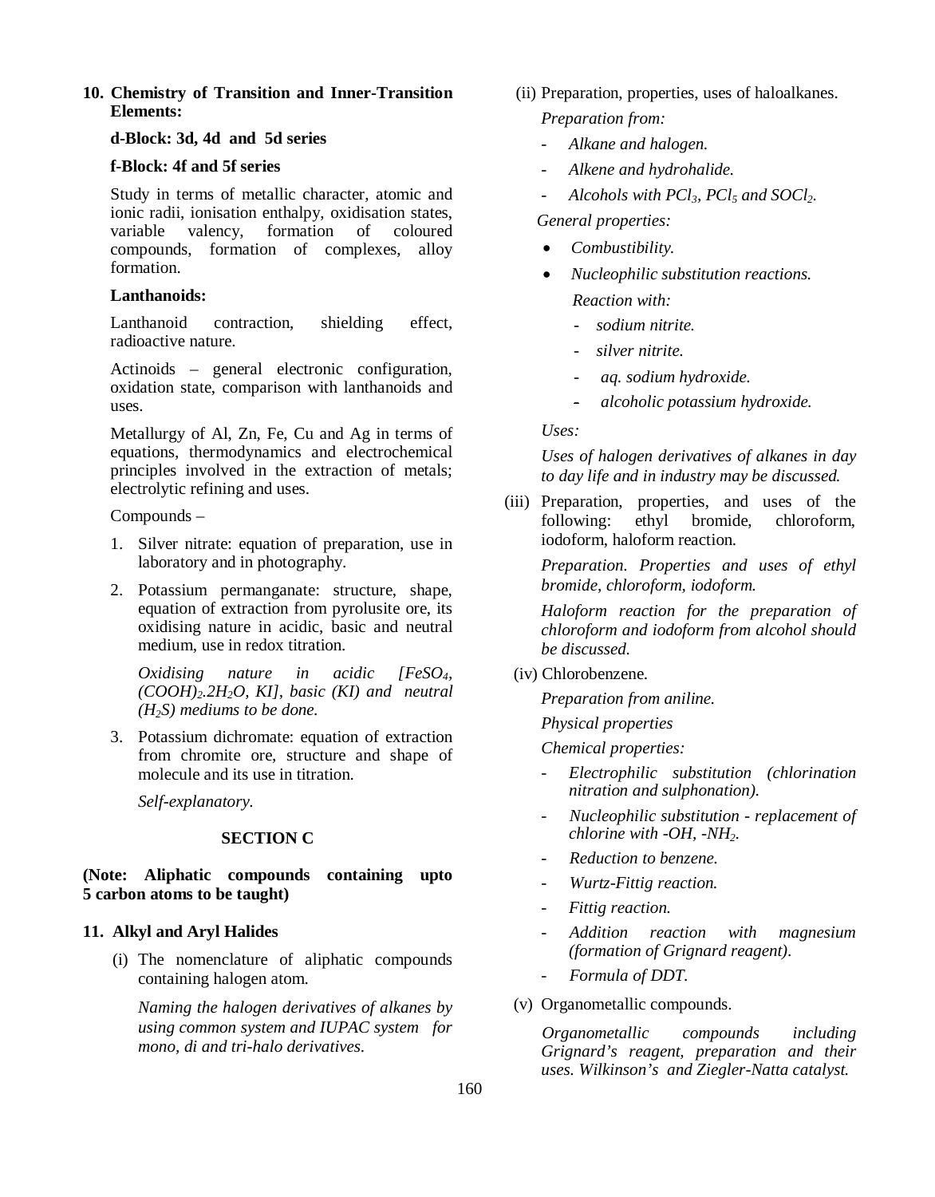**10. Chemistry of Transition and Inner-Transition Elements:**

**d-Block: 3d, 4d and 5d series**

**f-Block: 4f and 5f series**

Study in terms of metallic character, atomic and ionic radii, ionisation enthalpy, oxidisation states, variable valency, formation of coloured compounds, formation of complexes, alloy formation.

**Lanthanoids:**

Lanthanoid contraction, shielding effect, radioactive nature.

Actinoids – general electronic configuration, oxidation state, comparison with lanthanoids and uses.

Metallurgy of Al, Zn, Fe, Cu and Ag in terms of equations, thermodynamics and electrochemical principles involved in the extraction of metals; electrolytic refining and uses.

Compounds –

1. Silver nitrate: equation of preparation, use in laboratory and in photography.
2. Potassium permanganate: structure, shape, equation of extraction from pyrolusite ore, its oxidising nature in acidic, basic and neutral medium, use in redox titration.

   *Oxidising nature in acidic [$FeSO_4$, $(COOH)_2.2H_2O$, KI], basic (KI) and neutral ($H_2S$) mediums to be done.*

3. Potassium dichromate: equation of extraction from chromite ore, structure and shape of molecule and its use in titration.

   *Self-explanatory.*

**SECTION C**

**(Note: Aliphatic compounds containing upto 5 carbon atoms to be taught)**

**11. Alkyl and Aryl Halides**

(i) The nomenclature of aliphatic compounds containing halogen atom.

*Naming the halogen derivatives of alkanes by using common system and IUPAC system for mono, di and tri-halo derivatives.*

(ii) Preparation, properties, uses of haloalkanes.

*Preparation from:*

- *Alkane and halogen.*
- *Alkene and hydrohalide.*
- *Alcohols with $PCl_3$, $PCl_5$ and $SOCl_2$.*

*General properties:*

- *Combustibility.*
- *Nucleophilic substitution reactions.*

  *Reaction with:*

  - *sodium nitrite.*
  - *silver nitrite.*
  - *aq. sodium hydroxide.*
  - *alcoholic potassium hydroxide.*

*Uses:*

*Uses of halogen derivatives of alkanes in day to day life and in industry may be discussed.*

(iii) Preparation, properties, and uses of the following: ethyl bromide, chloroform, iodoform, haloform reaction.

*Preparation. Properties and uses of ethyl bromide, chloroform, iodoform.*

*Haloform reaction for the preparation of chloroform and iodoform from alcohol should be discussed.*

(iv) Chlorobenzene.

*Preparation from aniline.*

*Physical properties*

*Chemical properties:*

- *Electrophilic substitution (chlorination nitration and sulphonation).*
- *Nucleophilic substitution - replacement of chlorine with -OH, -$NH_2$.*
- *Reduction to benzene.*
- *Wurtz-Fittig reaction.*
- *Fittig reaction.*
- *Addition reaction with magnesium (formation of Grignard reagent).*
- *Formula of DDT.*

(v) Organometallic compounds.

*Organometallic compounds including Grignard's reagent, preparation and their uses. Wilkinson's and Ziegler-Natta catalyst.*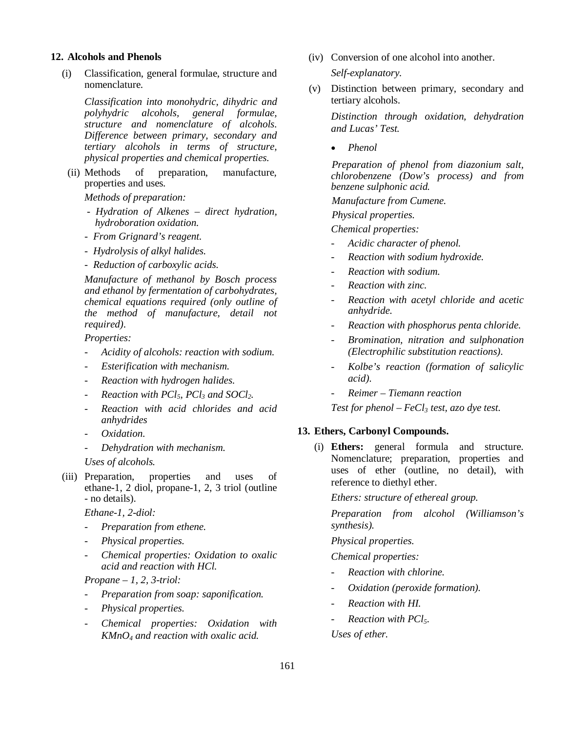## 12. Alcohols and Phenols

(i) Classification, general formulae, structure and nomenclature.

*Classification into monohydric, dihydric and polyhydric alcohols, general formulae, structure and nomenclature of alcohols. Difference between primary, secondary and tertiary alcohols in terms of structure, physical properties and chemical properties.*

(ii) Methods of preparation, manufacture, properties and uses.

*Methods of preparation:*

- *Hydration of Alkenes – direct hydration, hydroboration oxidation.*
- *From Grignard's reagent.*
- *Hydrolysis of alkyl halides.*
- *Reduction of carboxylic acids.*

*Manufacture of methanol by Bosch process and ethanol by fermentation of carbohydrates, chemical equations required (only outline of the method of manufacture, detail not required).*

*Properties:*

- *Acidity of alcohols: reaction with sodium.*
- *Esterification with mechanism.*
- *Reaction with hydrogen halides.*
- *Reaction with $PCl_5$, $PCl_3$ and $SOCl_2$.*
- *Reaction with acid chlorides and acid anhydrides*
- *Oxidation.*
- *Dehydration with mechanism.*

*Uses of alcohols.*

(iii) Preparation, properties and uses of ethane-1, 2 diol, propane-1, 2, 3 triol (outline - no details).

*Ethane-1, 2-diol:*

- *Preparation from ethene.*
- *Physical properties.*
- *Chemical properties: Oxidation to oxalic acid and reaction with HCl.*

*Propane – 1, 2, 3-triol:*

- *Preparation from soap: saponification.*
- *Physical properties.*
- *Chemical properties: Oxidation with $KMnO_4$ and reaction with oxalic acid.*

(iv) Conversion of one alcohol into another.

*Self-explanatory.*

(v) Distinction between primary, secondary and tertiary alcohols.

*Distinction through oxidation, dehydration and Lucas' Test.*

- *Phenol*

*Preparation of phenol from diazonium salt, chlorobenzene (Dow's process) and from benzene sulphonic acid.*

*Manufacture from Cumene.*

*Physical properties.*

*Chemical properties:*

- *Acidic character of phenol.*
- *Reaction with sodium hydroxide.*
- *Reaction with sodium.*
- *Reaction with zinc.*
- *Reaction with acetyl chloride and acetic anhydride.*
- *Reaction with phosphorus penta chloride.*
- *Bromination, nitration and sulphonation (Electrophilic substitution reactions).*
- *Kolbe's reaction (formation of salicylic acid).*
- *Reimer – Tiemann reaction*

*Test for phenol – $FeCl_3$ test, azo dye test.*

## 13. Ethers, Carbonyl Compounds.

(i) **Ethers:** general formula and structure. Nomenclature; preparation, properties and uses of ether (outline, no detail), with reference to diethyl ether.

*Ethers: structure of ethereal group.*

*Preparation from alcohol (Williamson's synthesis).*

*Physical properties.*

*Chemical properties:*

- *Reaction with chlorine.*
- *Oxidation (peroxide formation).*
- *Reaction with HI.*
- *Reaction with $PCl_5$.*

*Uses of ether.*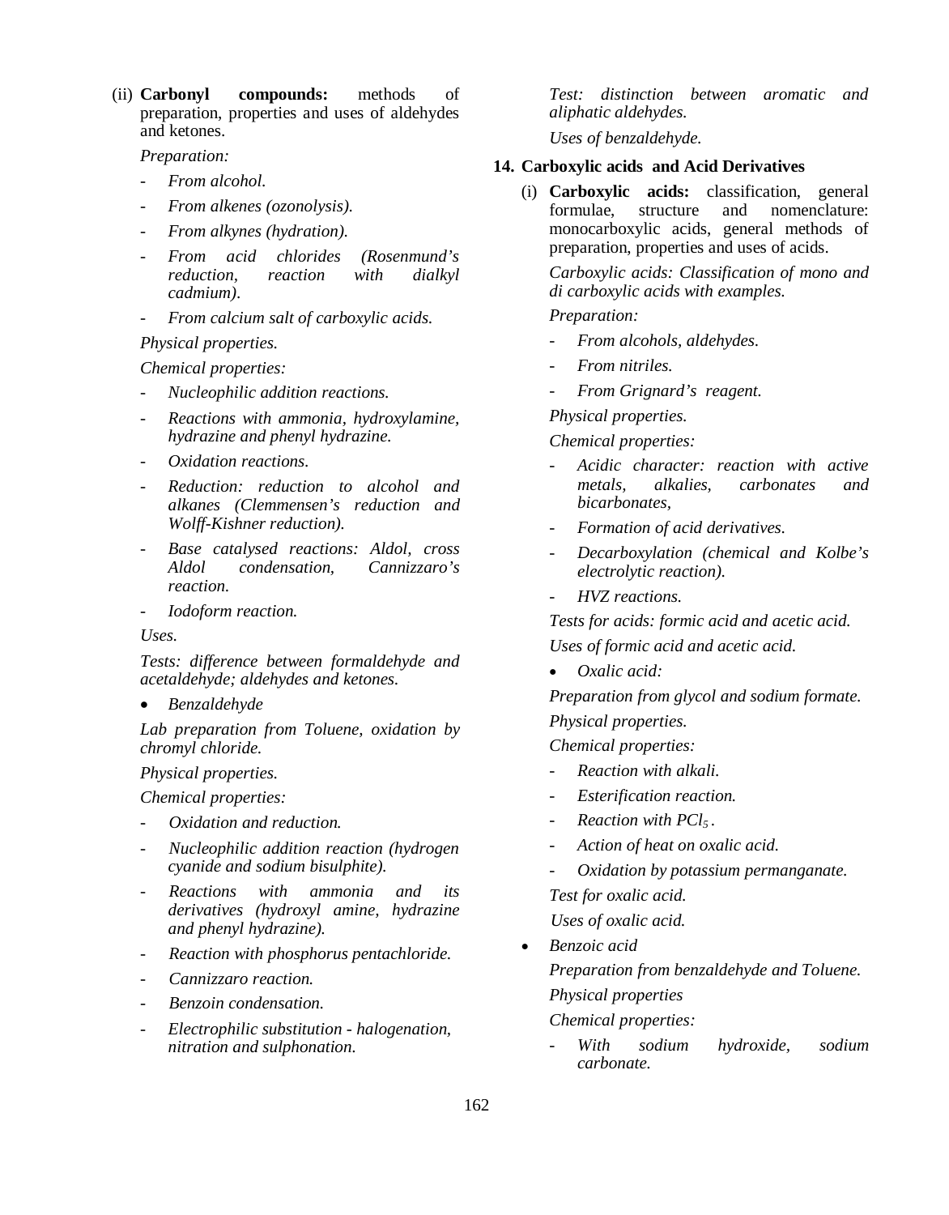(ii) **Carbonyl compounds:** methods of preparation, properties and uses of aldehydes and ketones.

*Preparation:*

- *From alcohol.*
- *From alkenes (ozonolysis).*
- *From alkynes (hydration).*
- *From acid chlorides (Rosenmund's reduction, reaction with dialkyl cadmium).*
- *From calcium salt of carboxylic acids.*

*Physical properties.*

*Chemical properties:*

- *Nucleophilic addition reactions.*
- *Reactions with ammonia, hydroxylamine, hydrazine and phenyl hydrazine.*
- *Oxidation reactions.*
- *Reduction: reduction to alcohol and alkanes (Clemmensen's reduction and Wolff-Kishner reduction).*
- *Base catalysed reactions: Aldol, cross Aldol condensation, Cannizzaro's reaction.*
- *Iodoform reaction.*

*Uses.*

*Tests: difference between formaldehyde and acetaldehyde; aldehydes and ketones.*

- *Benzaldehyde*

*Lab preparation from Toluene, oxidation by chromyl chloride.*

*Physical properties.*

*Chemical properties:*

- *Oxidation and reduction.*
- *Nucleophilic addition reaction (hydrogen cyanide and sodium bisulphite).*
- *Reactions with ammonia and its derivatives (hydroxyl amine, hydrazine and phenyl hydrazine).*
- *Reaction with phosphorus pentachloride.*
- *Cannizzaro reaction.*
- *Benzoin condensation.*
- *Electrophilic substitution - halogenation, nitration and sulphonation.*

*Test: distinction between aromatic and aliphatic aldehydes.*

*Uses of benzaldehyde.*

**14. Carboxylic acids and Acid Derivatives**

(i) **Carboxylic acids:** classification, general formulae, structure and nomenclature: monocarboxylic acids, general methods of preparation, properties and uses of acids.

*Carboxylic acids: Classification of mono and di carboxylic acids with examples.*

*Preparation:*

- *From alcohols, aldehydes.*
- *From nitriles.*
- *From Grignard's reagent.*

*Physical properties.*

*Chemical properties:*

- *Acidic character: reaction with active metals, alkalies, carbonates and bicarbonates,*
- *Formation of acid derivatives.*
- *Decarboxylation (chemical and Kolbe's electrolytic reaction).*
- *HVZ reactions.*

*Tests for acids: formic acid and acetic acid.*

*Uses of formic acid and acetic acid.*

- *Oxalic acid:*

*Preparation from glycol and sodium formate.*

*Physical properties.*

*Chemical properties:*

- *Reaction with alkali.*
- *Esterification reaction.*
- *Reaction with $PCl_5$.*
- *Action of heat on oxalic acid.*
- *Oxidation by potassium permanganate.*

*Test for oxalic acid.*

*Uses of oxalic acid.*

- *Benzoic acid*

*Preparation from benzaldehyde and Toluene.*

*Physical properties*

*Chemical properties:*

- *With sodium hydroxide, sodium carbonate.*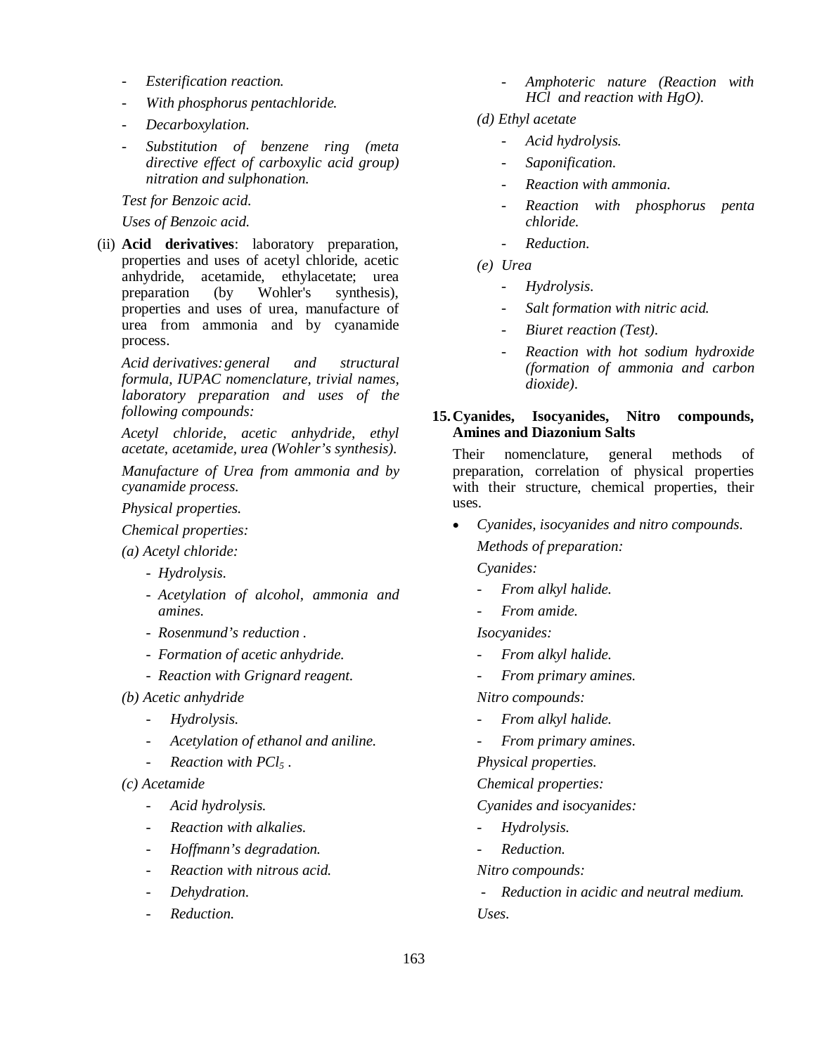- *Esterification reaction.*
- *With phosphorus pentachloride.*
- *Decarboxylation.*
- *Substitution of benzene ring (meta directive effect of carboxylic acid group) nitration and sulphonation.*

*Test for Benzoic acid.*

*Uses of Benzoic acid.*

(ii) **Acid derivatives**: laboratory preparation, properties and uses of acetyl chloride, acetic anhydride, acetamide, ethylacetate; urea preparation (by Wohler's synthesis), properties and uses of urea, manufacture of urea from ammonia and by cyanamide process.

*Acid derivatives: general and structural formula, IUPAC nomenclature, trivial names, laboratory preparation and uses of the following compounds:*

*Acetyl chloride, acetic anhydride, ethyl acetate, acetamide, urea (Wohler's synthesis).*

*Manufacture of Urea from ammonia and by cyanamide process.*

*Physical properties.*

*Chemical properties:*

*(a) Acetyl chloride:*

- *Hydrolysis.*
- *Acetylation of alcohol, ammonia and amines.*
- *Rosenmund's reduction .*
- *Formation of acetic anhydride.*
- *Reaction with Grignard reagent.*

*(b) Acetic anhydride*

- *Hydrolysis.*
- *Acetylation of ethanol and aniline.*
- *Reaction with $PCl_5$ .*

*(c) Acetamide*

- *Acid hydrolysis.*
- *Reaction with alkalies.*
- *Hoffmann's degradation.*
- *Reaction with nitrous acid.*
- *Dehydration.*
- *Reduction.*
- *Amphoteric nature (Reaction with HCl and reaction with HgO).*

*(d) Ethyl acetate*

- *Acid hydrolysis.*
- *Saponification.*
- *Reaction with ammonia.*
- *Reaction with phosphorus penta chloride.*
- *Reduction.*

*(e) Urea*

- *Hydrolysis.*
- *Salt formation with nitric acid.*
- *Biuret reaction (Test).*
- *Reaction with hot sodium hydroxide (formation of ammonia and carbon dioxide).*

**15. Cyanides, Isocyanides, Nitro compounds, Amines and Diazonium Salts**

Their nomenclature, general methods of preparation, correlation of physical properties with their structure, chemical properties, their uses.

- *Cyanides, isocyanides and nitro compounds.*

  *Methods of preparation:*

  *Cyanides:*

  - *From alkyl halide.*
  - *From amide.*

  *Isocyanides:*

  - *From alkyl halide.*
  - *From primary amines.*

  *Nitro compounds:*

  - *From alkyl halide.*
  - *From primary amines.*

  *Physical properties.*

  *Chemical properties:*

  *Cyanides and isocyanides:*

  - *Hydrolysis.*
  - *Reduction.*

  *Nitro compounds:*

  - *Reduction in acidic and neutral medium.*

  *Uses.*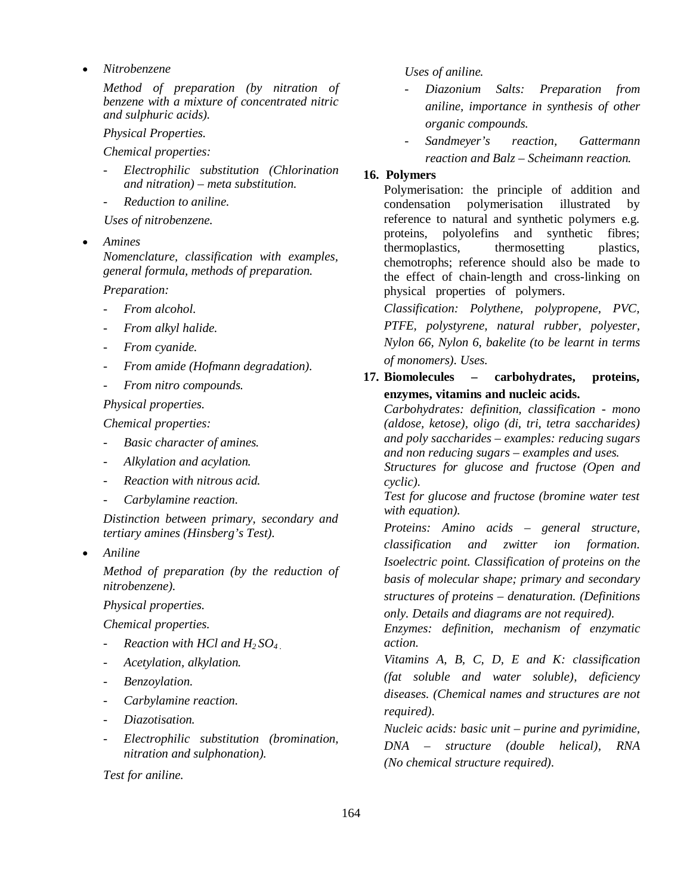- *Nitrobenzene*

  *Method of preparation (by nitration of benzene with a mixture of concentrated nitric and sulphuric acids).*

  *Physical Properties.*

  *Chemical properties:*

  - *Electrophilic substitution (Chlorination and nitration) – meta substitution.*
  - *Reduction to aniline.*

  *Uses of nitrobenzene.*

- *Amines*

  *Nomenclature, classification with examples, general formula, methods of preparation.*

  *Preparation:*

  - *From alcohol.*
  - *From alkyl halide.*
  - *From cyanide.*
  - *From amide (Hofmann degradation).*
  - *From nitro compounds.*

  *Physical properties.*

  *Chemical properties:*

  - *Basic character of amines.*
  - *Alkylation and acylation.*
  - *Reaction with nitrous acid.*
  - *Carbylamine reaction.*

  *Distinction between primary, secondary and tertiary amines (Hinsberg's Test).*

- *Aniline*

  *Method of preparation (by the reduction of nitrobenzene).*

  *Physical properties.*

  *Chemical properties.*

  - *Reaction with HCl and $H_2SO_4$.*
  - *Acetylation, alkylation.*
  - *Benzoylation.*
  - *Carbylamine reaction.*
  - *Diazotisation.*
  - *Electrophilic substitution (bromination, nitration and sulphonation).*

  *Test for aniline.*

  *Uses of aniline.*

  - *Diazonium Salts: Preparation from aniline, importance in synthesis of other organic compounds.*
  - *Sandmeyer's reaction, Gattermann reaction and Balz – Scheimann reaction.*

**16. Polymers**

Polymerisation: the principle of addition and condensation polymerisation illustrated by reference to natural and synthetic polymers e.g. proteins, polyolefins and synthetic fibres; thermoplastics, thermosetting plastics, chemotrophs; reference should also be made to the effect of chain-length and cross-linking on physical properties of polymers.

*Classification: Polythene, polypropene, PVC, PTFE, polystyrene, natural rubber, polyester, Nylon 66, Nylon 6, bakelite (to be learnt in terms of monomers). Uses.*

**17. Biomolecules – carbohydrates, proteins, enzymes, vitamins and nucleic acids.**

*Carbohydrates: definition, classification - mono (aldose, ketose), oligo (di, tri, tetra saccharides) and poly saccharides – examples: reducing sugars and non reducing sugars – examples and uses.*

*Structures for glucose and fructose (Open and cyclic).*

*Test for glucose and fructose (bromine water test with equation).*

*Proteins: Amino acids – general structure, classification and zwitter ion formation. Isoelectric point. Classification of proteins on the basis of molecular shape; primary and secondary structures of proteins – denaturation. (Definitions only. Details and diagrams are not required).*

*Enzymes: definition, mechanism of enzymatic action.*

*Vitamins A, B, C, D, E and K: classification (fat soluble and water soluble), deficiency diseases. (Chemical names and structures are not required).*

*Nucleic acids: basic unit – purine and pyrimidine, DNA – structure (double helical), RNA (No chemical structure required).*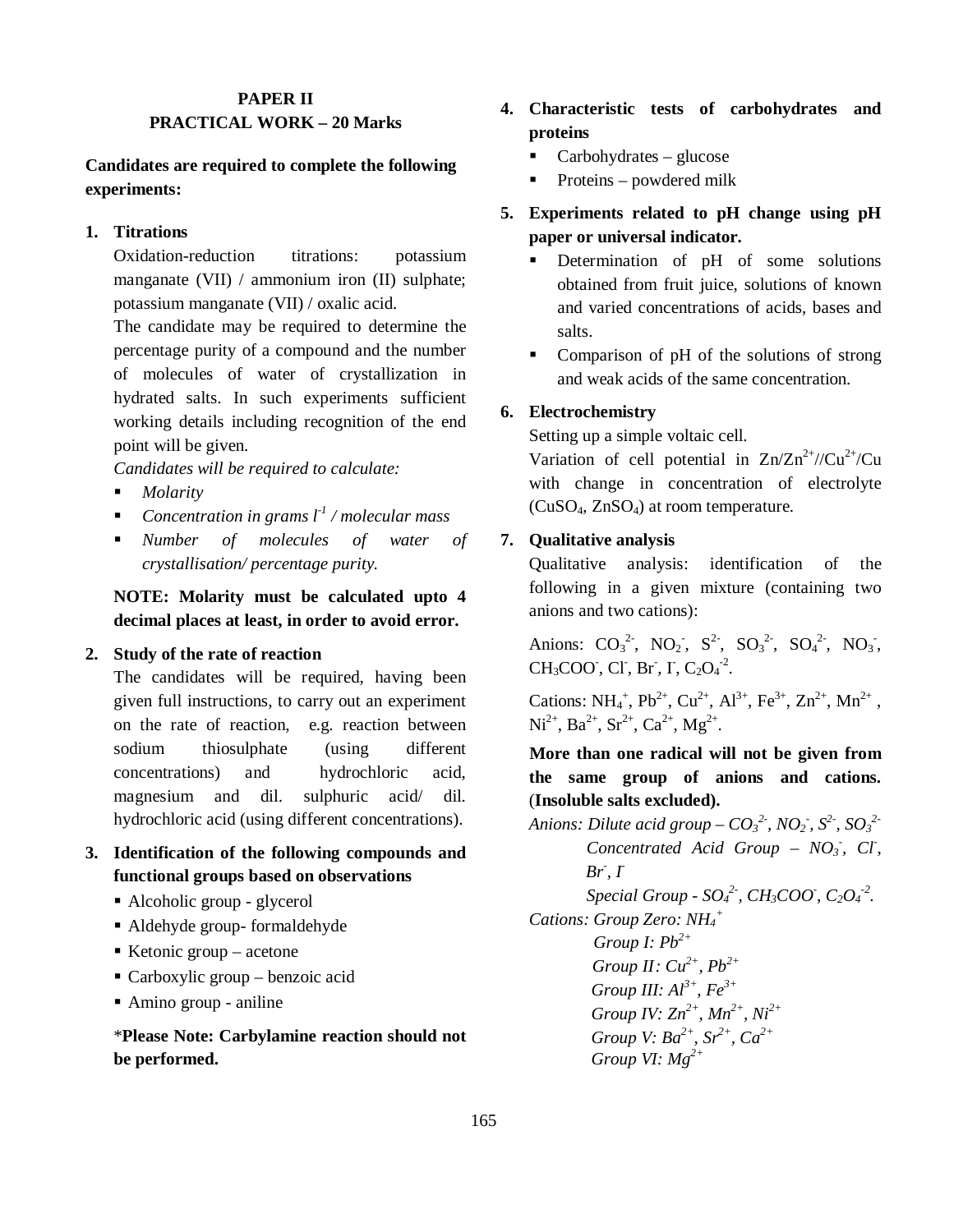## PAPER II
## PRACTICAL WORK – 20 Marks

**Candidates are required to complete the following experiments:**

1. **Titrations**

   Oxidation-reduction titrations: potassium manganate (VII) / ammonium iron (II) sulphate; potassium manganate (VII) / oxalic acid.

   The candidate may be required to determine the percentage purity of a compound and the number of molecules of water of crystallization in hydrated salts. In such experiments sufficient working details including recognition of the end point will be given.

   *Candidates will be required to calculate:*

   - *Molarity*
   - *Concentration in grams $l^{-1}$ / molecular mass*
   - *Number of molecules of water of crystallisation/ percentage purity.*

   **NOTE: Molarity must be calculated upto 4 decimal places at least, in order to avoid error.**

2. **Study of the rate of reaction**

   The candidates will be required, having been given full instructions, to carry out an experiment on the rate of reaction, e.g. reaction between sodium thiosulphate (using different concentrations) and hydrochloric acid, magnesium and dil. sulphuric acid/ dil. hydrochloric acid (using different concentrations).

3. **Identification of the following compounds and functional groups based on observations**

   - Alcoholic group - glycerol
   - Aldehyde group- formaldehyde
   - Ketonic group – acetone
   - Carboxylic group – benzoic acid
   - Amino group - aniline

   \***Please Note: Carbylamine reaction should not be performed.**

4. **Characteristic tests of carbohydrates and proteins**

   - Carbohydrates – glucose
   - Proteins – powdered milk

5. **Experiments related to pH change using pH paper or universal indicator.**

   - Determination of pH of some solutions obtained from fruit juice, solutions of known and varied concentrations of acids, bases and salts.
   - Comparison of pH of the solutions of strong and weak acids of the same concentration.

6. **Electrochemistry**

   Setting up a simple voltaic cell.

   Variation of cell potential in $Zn/Zn^{2+}//Cu^{2+}/Cu$ with change in concentration of electrolyte ($CuSO_4$, $ZnSO_4$) at room temperature.

7. **Qualitative analysis**

   Qualitative analysis: identification of the following in a given mixture (containing two anions and two cations):

   Anions: $CO_3^{2-}$, $NO_2^-$, $S^{2-}$, $SO_3^{2-}$, $SO_4^{2-}$, $NO_3^-$, $CH_3COO^-$, $Cl^-$, $Br^-$, $I^-$, $C_2O_4^{-2}$.

   Cations: $NH_4^+$, $Pb^{2+}$, $Cu^{2+}$, $Al^{3+}$, $Fe^{3+}$, $Zn^{2+}$, $Mn^{2+}$, $Ni^{2+}$, $Ba^{2+}$, $Sr^{2+}$, $Ca^{2+}$, $Mg^{2+}$.

   **More than one radical will not be given from the same group of anions and cations.** (**Insoluble salts excluded).**

   *Anions: Dilute acid group – $CO_3^{2-}$, $NO_2^-$, $S^{2-}$, $SO_3^{2-}$*
   *Concentrated Acid Group – $NO_3^-$, $Cl^-$, $Br^-$, $I^-$*
   *Special Group - $SO_4^{2-}$, $CH_3COO^-$, $C_2O_4^{-2}$.*

   *Cations: Group Zero: $NH_4^+$*
   *Group I: $Pb^{2+}$*
   *Group II: $Cu^{2+}$, $Pb^{2+}$*
   *Group III: $Al^{3+}$, $Fe^{3+}$*
   *Group IV: $Zn^{2+}$, $Mn^{2+}$, $Ni^{2+}$*
   *Group V: $Ba^{2+}$, $Sr^{2+}$, $Ca^{2+}$*
   *Group VI: $Mg^{2+}$*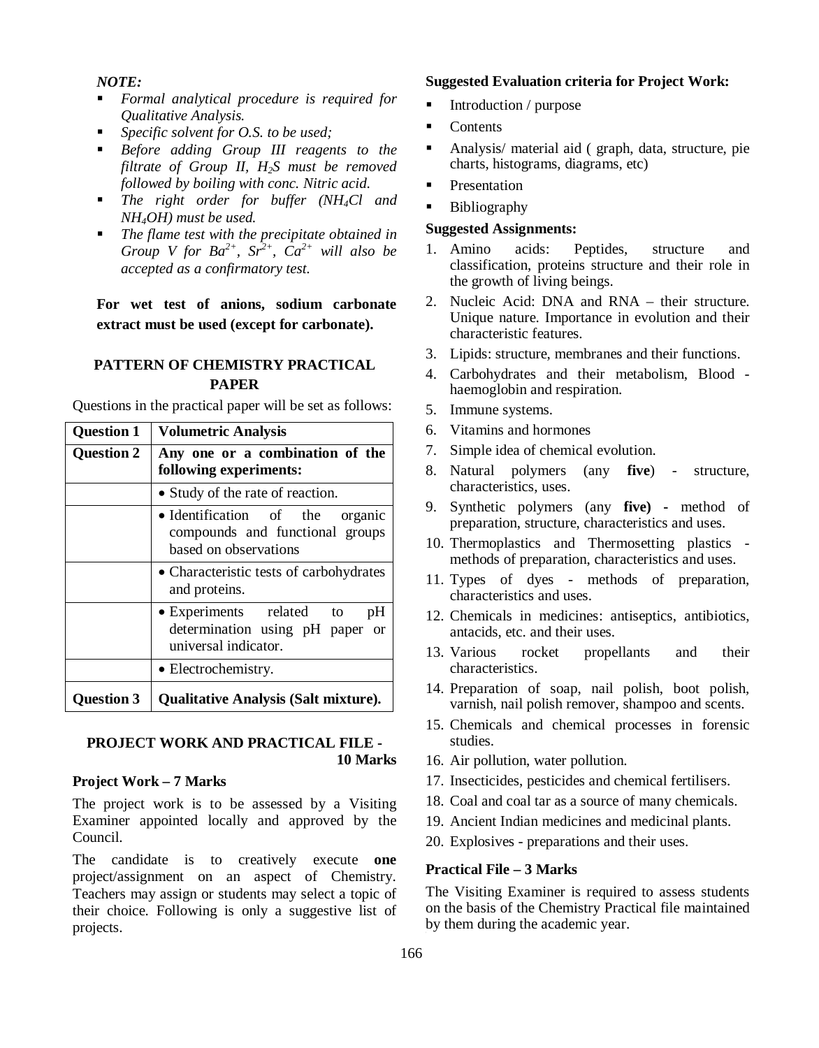*NOTE:*

- *Formal analytical procedure is required for Qualitative Analysis.*
- *Specific solvent for O.S. to be used;*
- *Before adding Group III reagents to the filtrate of Group II, $H_2S$ must be removed followed by boiling with conc. Nitric acid.*
- *The right order for buffer ($NH_4Cl$ and $NH_4OH$) must be used.*
- *The flame test with the precipitate obtained in Group V for $Ba^{2+}$, $Sr^{2+}$, $Ca^{2+}$ will also be accepted as a confirmatory test.*

**For wet test of anions, sodium carbonate extract must be used (except for carbonate).**

## PATTERN OF CHEMISTRY PRACTICAL PAPER

Questions in the practical paper will be set as follows:

| **Question 1** | **Volumetric Analysis** |
|---|---|
| **Question 2** | **Any one or a combination of the following experiments:** |
| | • Study of the rate of reaction. |
| | • Identification of the organic compounds and functional groups based on observations |
| | • Characteristic tests of carbohydrates and proteins. |
| | • Experiments related to pH determination using pH paper or universal indicator. |
| | • Electrochemistry. |
| **Question 3** | **Qualitative Analysis (Salt mixture).** |

## PROJECT WORK AND PRACTICAL FILE - 10 Marks

### Project Work – 7 Marks

The project work is to be assessed by a Visiting Examiner appointed locally and approved by the Council.

The candidate is to creatively execute **one** project/assignment on an aspect of Chemistry. Teachers may assign or students may select a topic of their choice. Following is only a suggestive list of projects.

**Suggested Evaluation criteria for Project Work:**

- Introduction / purpose
- Contents
- Analysis/ material aid ( graph, data, structure, pie charts, histograms, diagrams, etc)
- Presentation
- Bibliography

**Suggested Assignments:**

1. Amino acids: Peptides, structure and classification, proteins structure and their role in the growth of living beings.
2. Nucleic Acid: DNA and RNA – their structure. Unique nature. Importance in evolution and their characteristic features.
3. Lipids: structure, membranes and their functions.
4. Carbohydrates and their metabolism, Blood - haemoglobin and respiration.
5. Immune systems.
6. Vitamins and hormones
7. Simple idea of chemical evolution.
8. Natural polymers (any **five**) - structure, characteristics, uses.
9. Synthetic polymers (any **five)** - method of preparation, structure, characteristics and uses.
10. Thermoplastics and Thermosetting plastics - methods of preparation, characteristics and uses.
11. Types of dyes - methods of preparation, characteristics and uses.
12. Chemicals in medicines: antiseptics, antibiotics, antacids, etc. and their uses.
13. Various rocket propellants and their characteristics.
14. Preparation of soap, nail polish, boot polish, varnish, nail polish remover, shampoo and scents.
15. Chemicals and chemical processes in forensic studies.
16. Air pollution, water pollution.
17. Insecticides, pesticides and chemical fertilisers.
18. Coal and coal tar as a source of many chemicals.
19. Ancient Indian medicines and medicinal plants.
20. Explosives - preparations and their uses.

### Practical File – 3 Marks

The Visiting Examiner is required to assess students on the basis of the Chemistry Practical file maintained by them during the academic year.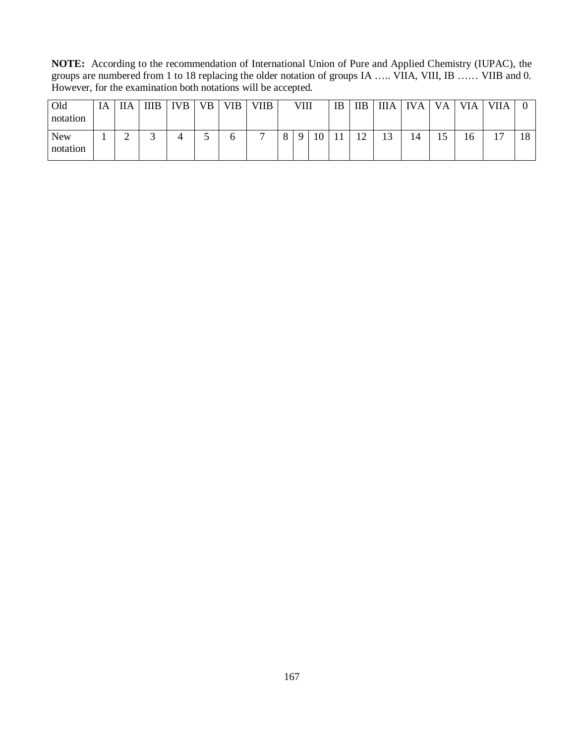**NOTE:** According to the recommendation of International Union of Pure and Applied Chemistry (IUPAC), the groups are numbered from 1 to 18 replacing the older notation of groups IA ….. VIIA, VIII, IB …… VIIB and 0. However, for the examination both notations will be accepted.

| Old notation | IA | IIA | IIIB | IVB | VB | VIB | VIIB | VIII | | | IB | IIB | IIIA | IVA | VA | VIA | VIIA | 0 |
|---|---|---|---|---|---|---|---|---|---|---|---|---|---|---|---|---|---|---|
| New notation | 1 | 2 | 3 | 4 | 5 | 6 | 7 | 8 | 9 | 10 | 11 | 12 | 13 | 14 | 15 | 16 | 17 | 18 |